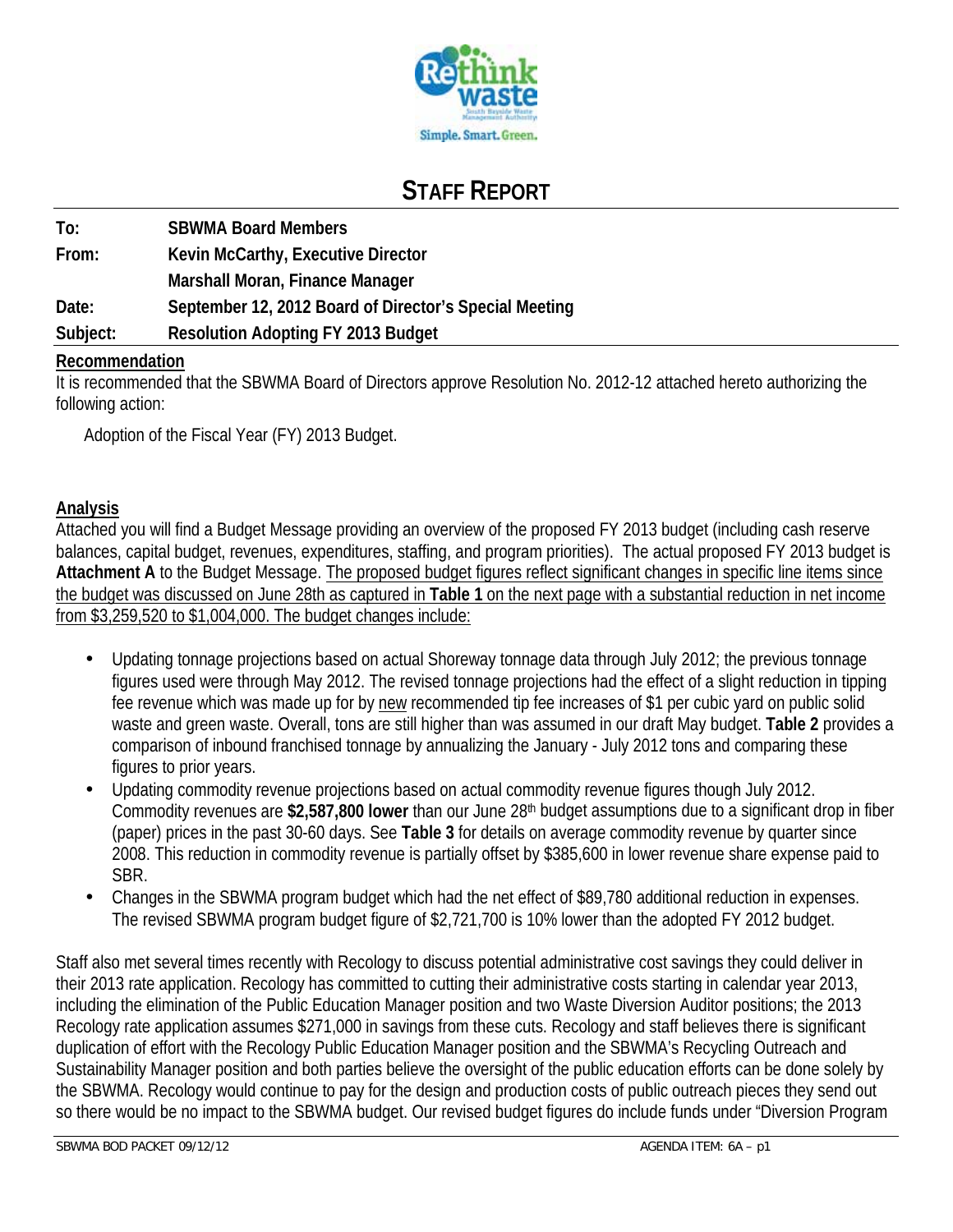# STAFF REPORT

**To:** SBWMA Board Members

**From:** Kevin McCarthy, Executive Director
Marshall Moran, Finance Manager

**Date:** September 12, 2012 Board of Director's Special Meeting

**Subject:** Resolution Adopting FY 2013 Budget

## Recommendation

It is recommended that the SBWMA Board of Directors approve Resolution No. 2012-12 attached hereto authorizing the following action:

Adoption of the Fiscal Year (FY) 2013 Budget.

## Analysis

Attached you will find a Budget Message providing an overview of the proposed FY 2013 budget (including cash reserve balances, capital budget, revenues, expenditures, staffing, and program priorities). The actual proposed FY 2013 budget is **Attachment A** to the Budget Message. The proposed budget figures reflect significant changes in specific line items since the budget was discussed on June 28th as captured in **Table 1** on the next page with a substantial reduction in net income from $3,259,520 to $1,004,000. The budget changes include:

- Updating tonnage projections based on actual Shoreway tonnage data through July 2012; the previous tonnage figures used were through May 2012. The revised tonnage projections had the effect of a slight reduction in tipping fee revenue which was made up for by new recommended tip fee increases of $1 per cubic yard on public solid waste and green waste. Overall, tons are still higher than was assumed in our draft May budget. **Table 2** provides a comparison of inbound franchised tonnage by annualizing the January - July 2012 tons and comparing these figures to prior years.
- Updating commodity revenue projections based on actual commodity revenue figures though July 2012. Commodity revenues are **$2,587,800 lower** than our June 28th budget assumptions due to a significant drop in fiber (paper) prices in the past 30-60 days. See **Table 3** for details on average commodity revenue by quarter since 2008. This reduction in commodity revenue is partially offset by $385,600 in lower revenue share expense paid to SBR.
- Changes in the SBWMA program budget which had the net effect of $89,780 additional reduction in expenses. The revised SBWMA program budget figure of $2,721,700 is 10% lower than the adopted FY 2012 budget.

Staff also met several times recently with Recology to discuss potential administrative cost savings they could deliver in their 2013 rate application. Recology has committed to cutting their administrative costs starting in calendar year 2013, including the elimination of the Public Education Manager position and two Waste Diversion Auditor positions; the 2013 Recology rate application assumes $271,000 in savings from these cuts. Recology and staff believes there is significant duplication of effort with the Recology Public Education Manager position and the SBWMA's Recycling Outreach and Sustainability Manager position and both parties believe the oversight of the public education efforts can be done solely by the SBWMA. Recology would continue to pay for the design and production costs of public outreach pieces they send out so there would be no impact to the SBWMA budget. Our revised budget figures do include funds under "Diversion Program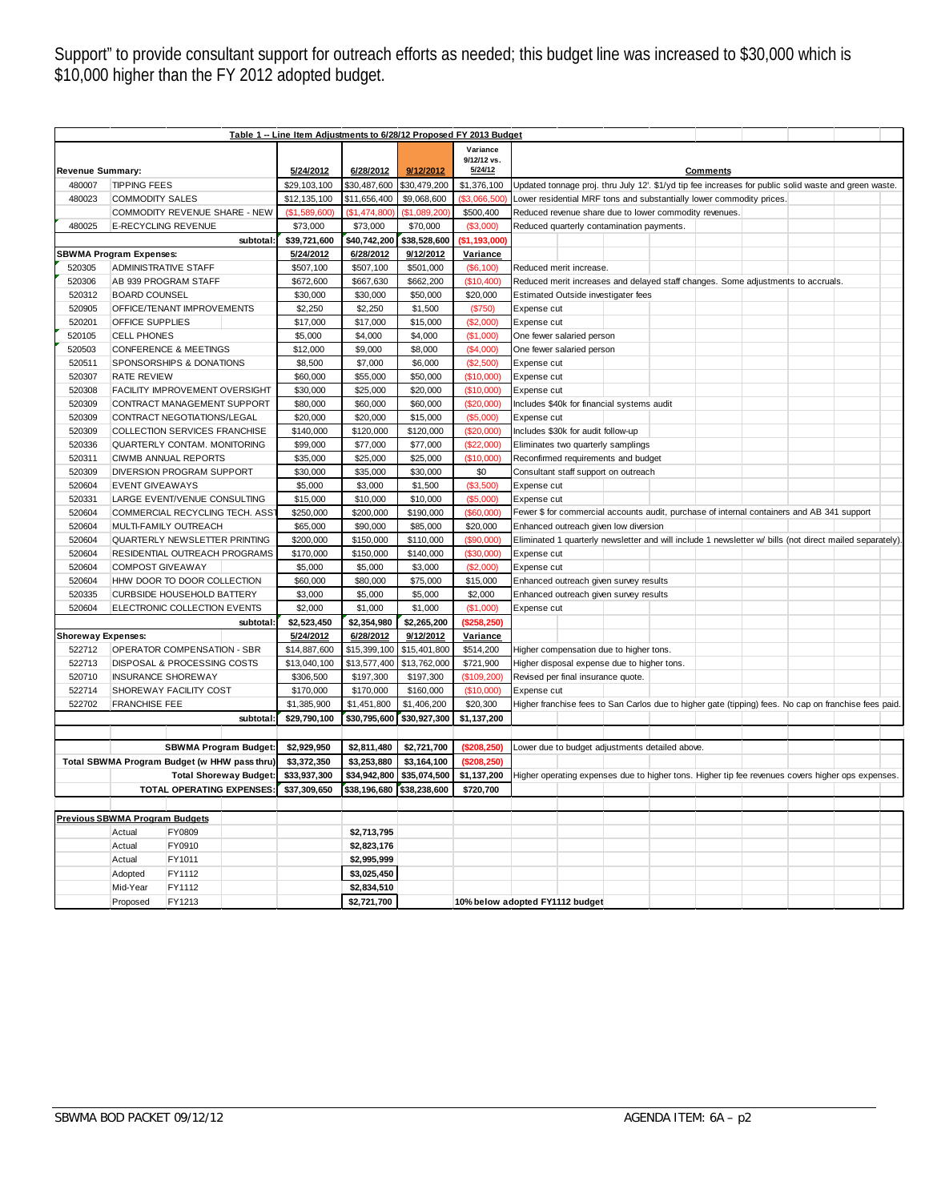Support" to provide consultant support for outreach efforts as needed; this budget line was increased to $30,000 which is $10,000 higher than the FY 2012 adopted budget.

**Table 1 -- Line Item Adjustments to 6/28/12 Proposed FY 2013 Budget**

| | | 5/24/2012 | 6/28/2012 | 9/12/2012 | Variance 9/12/12 vs. 5/24/12 | Comments |
|---|---|---|---|---|---|---|
| **Revenue Summary:** | | | | | | |
| 480007 | TIPPING FEES | $29,103,100 | $30,487,600 | $30,479,200 | $1,376,100 | Updated tonnage proj. thru July 12'. $1/yd tip fee increases for public solid waste and green waste. |
| 480023 | COMMODITY SALES | $12,135,100 | $11,656,400 | $9,068,600 | ($3,066,500) | Lower residential MRF tons and substantially lower commodity prices. |
| | COMMODITY REVENUE SHARE - NEW | ($1,589,600) | ($1,474,800) | ($1,089,200) | $500,400 | Reduced revenue share due to lower commodity revenues. |
| 480025 | E-RECYCLING REVENUE | $73,000 | $73,000 | $70,000 | ($3,000) | Reduced quarterly contamination payments. |
| | subtotal: | $39,721,600 | $40,742,200 | $38,528,600 | ($1,193,000) | |
| **SBWMA Program Expenses:** | | 5/24/2012 | 6/28/2012 | 9/12/2012 | Variance | |
| 520305 | ADMINISTRATIVE STAFF | $507,100 | $507,100 | $501,000 | ($6,100) | Reduced merit increase. |
| 520306 | AB 939 PROGRAM STAFF | $672,600 | $667,630 | $662,200 | ($10,400) | Reduced merit increases and delayed staff changes. Some adjustments to accruals. |
| 520312 | BOARD COUNSEL | $30,000 | $30,000 | $50,000 | $20,000 | Estimated Outside investigater fees |
| 520905 | OFFICE/TENANT IMPROVEMENTS | $2,250 | $2,250 | $1,500 | ($750) | Expense cut |
| 520201 | OFFICE SUPPLIES | $17,000 | $17,000 | $15,000 | ($2,000) | Expense cut |
| 520105 | CELL PHONES | $5,000 | $4,000 | $4,000 | ($1,000) | One fewer salaried person |
| 520503 | CONFERENCE & MEETINGS | $12,000 | $9,000 | $8,000 | ($4,000) | One fewer salaried person |
| 520511 | SPONSORSHIPS & DONATIONS | $8,500 | $7,000 | $6,000 | ($2,500) | Expense cut |
| 520307 | RATE REVIEW | $60,000 | $55,000 | $50,000 | ($10,000) | Expense cut |
| 520308 | FACILITY IMPROVEMENT OVERSIGHT | $30,000 | $25,000 | $20,000 | ($10,000) | Expense cut |
| 520309 | CONTRACT MANAGEMENT SUPPORT | $80,000 | $60,000 | $60,000 | ($20,000) | Includes $40k for financial systems audit |
| 520309 | CONTRACT NEGOTIATIONS/LEGAL | $20,000 | $20,000 | $15,000 | ($5,000) | Expense cut |
| 520309 | COLLECTION SERVICES FRANCHISE | $140,000 | $120,000 | $120,000 | ($20,000) | Includes $30k for audit follow-up |
| 520336 | QUARTERLY CONTAM. MONITORING | $99,000 | $77,000 | $77,000 | ($22,000) | Eliminates two quarterly samplings |
| 520311 | CIWMB ANNUAL REPORTS | $35,000 | $25,000 | $25,000 | ($10,000) | Reconfirmed requirements and budget |
| 520309 | DIVERSION PROGRAM SUPPORT | $30,000 | $35,000 | $30,000 | $0 | Consultant staff support on outreach |
| 520604 | EVENT GIVEAWAYS | $5,000 | $3,000 | $1,500 | ($3,500) | Expense cut |
| 520331 | LARGE EVENT/VENUE CONSULTING | $15,000 | $10,000 | $10,000 | ($5,000) | Expense cut |
| 520604 | COMMERCIAL RECYCLING TECH. ASST | $250,000 | $200,000 | $190,000 | ($60,000) | Fewer $ for commercial accounts audit, purchase of internal containers and AB 341 support |
| 520604 | MULTI-FAMILY OUTREACH | $65,000 | $90,000 | $85,000 | $20,000 | Enhanced outreach given low diversion |
| 520604 | QUARTERLY NEWSLETTER PRINTING | $200,000 | $150,000 | $110,000 | ($90,000) | Eliminated 1 quarterly newsletter and will include 1 newsletter w/ bills (not direct mailed separately). |
| 520604 | RESIDENTIAL OUTREACH PROGRAMS | $170,000 | $150,000 | $140,000 | ($30,000) | Expense cut |
| 520604 | COMPOST GIVEAWAY | $5,000 | $5,000 | $3,000 | ($2,000) | Expense cut |
| 520604 | HHW DOOR TO DOOR COLLECTION | $60,000 | $80,000 | $75,000 | $15,000 | Enhanced outreach given survey results |
| 520335 | CURBSIDE HOUSEHOLD BATTERY | $3,000 | $5,000 | $5,000 | $2,000 | Enhanced outreach given survey results |
| 520604 | ELECTRONIC COLLECTION EVENTS | $2,000 | $1,000 | $1,000 | ($1,000) | Expense cut |
| | subtotal: | $2,523,450 | $2,354,980 | $2,265,200 | ($258,250) | |
| **Shoreway Expenses:** | | 5/24/2012 | 6/28/2012 | 9/12/2012 | Variance | |
| 522712 | OPERATOR COMPENSATION - SBR | $14,887,600 | $15,399,100 | $15,401,800 | $514,200 | Higher compensation due to higher tons. |
| 522713 | DISPOSAL & PROCESSING COSTS | $13,040,100 | $13,577,400 | $13,762,000 | $721,900 | Higher disposal expense due to higher tons. |
| 520710 | INSURANCE SHOREWAY | $306,500 | $197,300 | $197,300 | ($109,200) | Revised per final insurance quote. |
| 522714 | SHOREWAY FACILITY COST | $170,000 | $170,000 | $160,000 | ($10,000) | Expense cut |
| 522702 | FRANCHISE FEE | $1,385,900 | $1,451,800 | $1,406,200 | $20,300 | Higher franchise fees to San Carlos due to higher gate (tipping) fees. No cap on franchise fees paid. |
| | subtotal: | $29,790,100 | $30,795,600 | $30,927,300 | $1,137,200 | |
| | SBWMA Program Budget: | $2,929,950 | $2,811,480 | $2,721,700 | ($208,250) | Lower due to budget adjustments detailed above. |
| | Total SBWMA Program Budget (w HHW pass thru) | $3,372,350 | $3,253,880 | $3,164,100 | ($208,250) | |
| | Total Shoreway Budget: | $33,937,300 | $34,942,800 | $35,074,500 | $1,137,200 | Higher operating expenses due to higher tons. Higher tip fee revenues covers higher ops expenses. |
| | TOTAL OPERATING EXPENSES: | $37,309,650 | $38,196,680 | $38,238,600 | $720,700 | |

**Previous SBWMA Program Budgets**

| | | |
|---|---|---|
| Actual | FY0809 | $2,713,795 |
| Actual | FY0910 | $2,823,176 |
| Actual | FY1011 | $2,995,999 |
| Adopted | FY1112 | $3,025,450 |
| Mid-Year | FY1112 | $2,834,510 |
| Proposed | FY1213 | $2,721,700 — 10% below adopted FY1112 budget |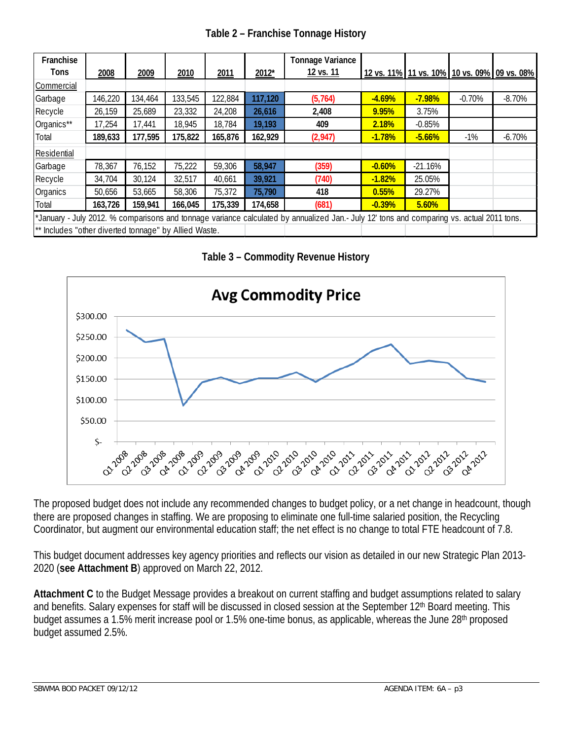## Table 2 – Franchise Tonnage History

| Franchise Tons | 2008 | 2009 | 2010 | 2011 | 2012* | Tonnage Variance 12 vs. 11 | 12 vs. 11% | 11 vs. 10% | 10 vs. 09% | 09 vs. 08% |
|---|---|---|---|---|---|---|---|---|---|---|
| Commercial | | | | | | | | | | |
| Garbage | 146,220 | 134,464 | 133,545 | 122,884 | 117,120 | (5,764) | -4.69% | -7.98% | -0.70% | -8.70% |
| Recycle | 26,159 | 25,689 | 23,332 | 24,208 | 26,616 | 2,408 | 9.95% | 3.75% | | |
| Organics** | 17,254 | 17,441 | 18,945 | 18,784 | 19,193 | 409 | 2.18% | -0.85% | | |
| Total | **189,633** | **177,595** | **175,822** | **165,876** | **162,929** | **(2,947)** | **-1.78%** | **-5.66%** | -1% | -6.70% |
| Residential | | | | | | | | | | |
| Garbage | 78,367 | 76,152 | 75,222 | 59,306 | 58,947 | (359) | -0.60% | -21.16% | | |
| Recycle | 34,704 | 30,124 | 32,517 | 40,661 | 39,921 | (740) | -1.82% | 25.05% | | |
| Organics | 50,656 | 53,665 | 58,306 | 75,372 | 75,790 | 418 | 0.55% | 29.27% | | |
| Total | **163,726** | **159,941** | **166,045** | **175,339** | **174,658** | **(681)** | **-0.39%** | **5.60%** | | |

*January - July 2012. % comparisons and tonnage variance calculated by annualized Jan.- July 12' tons and comparing vs. actual 2011 tons.

** Includes "other diverted tonnage" by Allied Waste.

## Table 3 – Commodity Revenue History

**Avg Commodity Price**

| Quarter | Approx. Price |
|---|---|
| Q1 2008 | $267 |
| Q2 2008 | $238 |
| Q3 2008 | $246 |
| Q4 2008 | $86 |
| Q1 2009 | $141 |
| Q2 2009 | $153 |
| Q3 2009 | $139 |
| Q4 2009 | $151 |
| Q1 2010 | $151 |
| Q2 2010 | $165 |
| Q3 2010 | $142 |
| Q4 2010 | $168 |
| Q1 2011 | $187 |
| Q2 2011 | $216 |
| Q3 2011 | $232 |
| Q4 2011 | $186 |
| Q1 2012 | $193 |
| Q2 2012 | $188 |
| Q3 2012 | $152 |
| Q4 2012 | $143 |

The proposed budget does not include any recommended changes to budget policy, or a net change in headcount, though there are proposed changes in staffing. We are proposing to eliminate one full-time salaried position, the Recycling Coordinator, but augment our environmental education staff; the net effect is no change to total FTE headcount of 7.8.

This budget document addresses key agency priorities and reflects our vision as detailed in our new Strategic Plan 2013-2020 (**see Attachment B**) approved on March 22, 2012.

**Attachment C** to the Budget Message provides a breakout on current staffing and budget assumptions related to salary and benefits. Salary expenses for staff will be discussed in closed session at the September 12th Board meeting. This budget assumes a 1.5% merit increase pool or 1.5% one-time bonus, as applicable, whereas the June 28th proposed budget assumed 2.5%.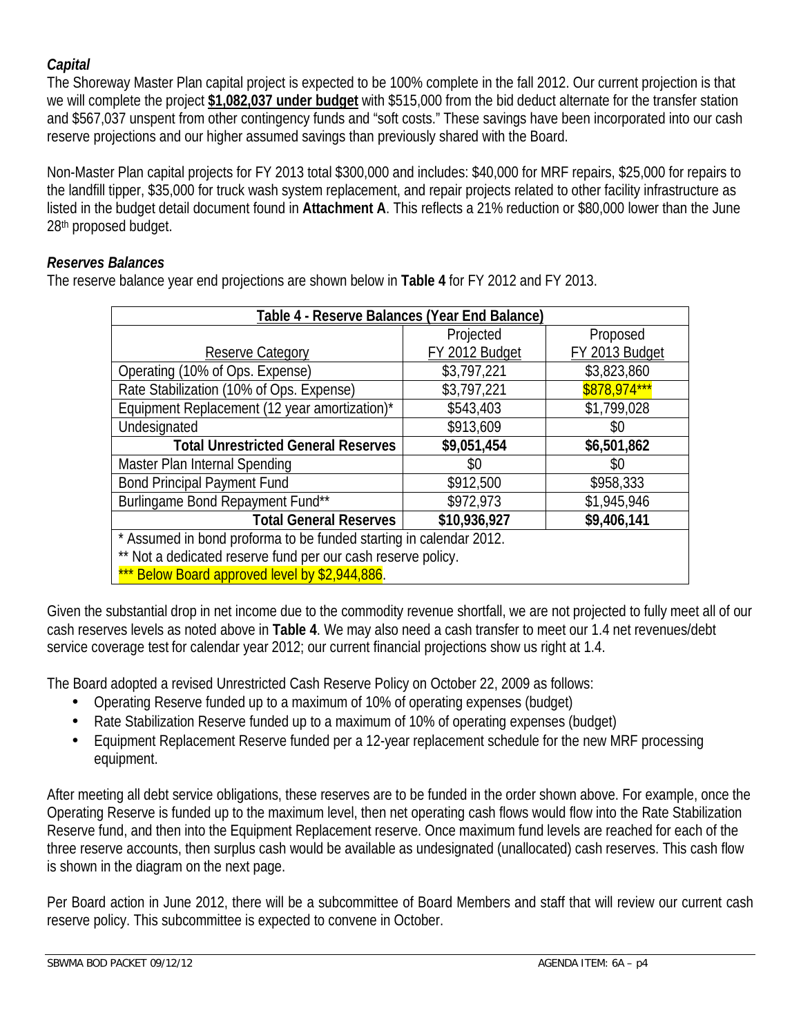### *Capital*

The Shoreway Master Plan capital project is expected to be 100% complete in the fall 2012. Our current projection is that we will complete the project **$1,082,037 under budget** with $515,000 from the bid deduct alternate for the transfer station and $567,037 unspent from other contingency funds and "soft costs." These savings have been incorporated into our cash reserve projections and our higher assumed savings than previously shared with the Board.

Non-Master Plan capital projects for FY 2013 total $300,000 and includes: $40,000 for MRF repairs, $25,000 for repairs to the landfill tipper, $35,000 for truck wash system replacement, and repair projects related to other facility infrastructure as listed in the budget detail document found in **Attachment A**. This reflects a 21% reduction or $80,000 lower than the June 28th proposed budget.

### *Reserves Balances*

The reserve balance year end projections are shown below in **Table 4** for FY 2012 and FY 2013.

| Table 4 - Reserve Balances (Year End Balance) | | |
|---|---|---|
| Reserve Category | Projected FY 2012 Budget | Proposed FY 2013 Budget |
| Operating (10% of Ops. Expense) | $3,797,221 | $3,823,860 |
| Rate Stabilization (10% of Ops. Expense) | $3,797,221 | $878,974*** |
| Equipment Replacement (12 year amortization)* | $543,403 | $1,799,028 |
| Undesignated | $913,609 | $0 |
| **Total Unrestricted General Reserves** | **$9,051,454** | **$6,501,862** |
| Master Plan Internal Spending | $0 | $0 |
| Bond Principal Payment Fund | $912,500 | $958,333 |
| Burlingame Bond Repayment Fund** | $972,973 | $1,945,946 |
| **Total General Reserves** | **$10,936,927** | **$9,406,141** |

\* Assumed in bond proforma to be funded starting in calendar 2012.
** Not a dedicated reserve fund per our cash reserve policy.
*** Below Board approved level by $2,944,886.

Given the substantial drop in net income due to the commodity revenue shortfall, we are not projected to fully meet all of our cash reserves levels as noted above in **Table 4**. We may also need a cash transfer to meet our 1.4 net revenues/debt service coverage test for calendar year 2012; our current financial projections show us right at 1.4.

The Board adopted a revised Unrestricted Cash Reserve Policy on October 22, 2009 as follows:

- Operating Reserve funded up to a maximum of 10% of operating expenses (budget)
- Rate Stabilization Reserve funded up to a maximum of 10% of operating expenses (budget)
- Equipment Replacement Reserve funded per a 12-year replacement schedule for the new MRF processing equipment.

After meeting all debt service obligations, these reserves are to be funded in the order shown above. For example, once the Operating Reserve is funded up to the maximum level, then net operating cash flows would flow into the Rate Stabilization Reserve fund, and then into the Equipment Replacement reserve. Once maximum fund levels are reached for each of the three reserve accounts, then surplus cash would be available as undesignated (unallocated) cash reserves. This cash flow is shown in the diagram on the next page.

Per Board action in June 2012, there will be a subcommittee of Board Members and staff that will review our current cash reserve policy. This subcommittee is expected to convene in October.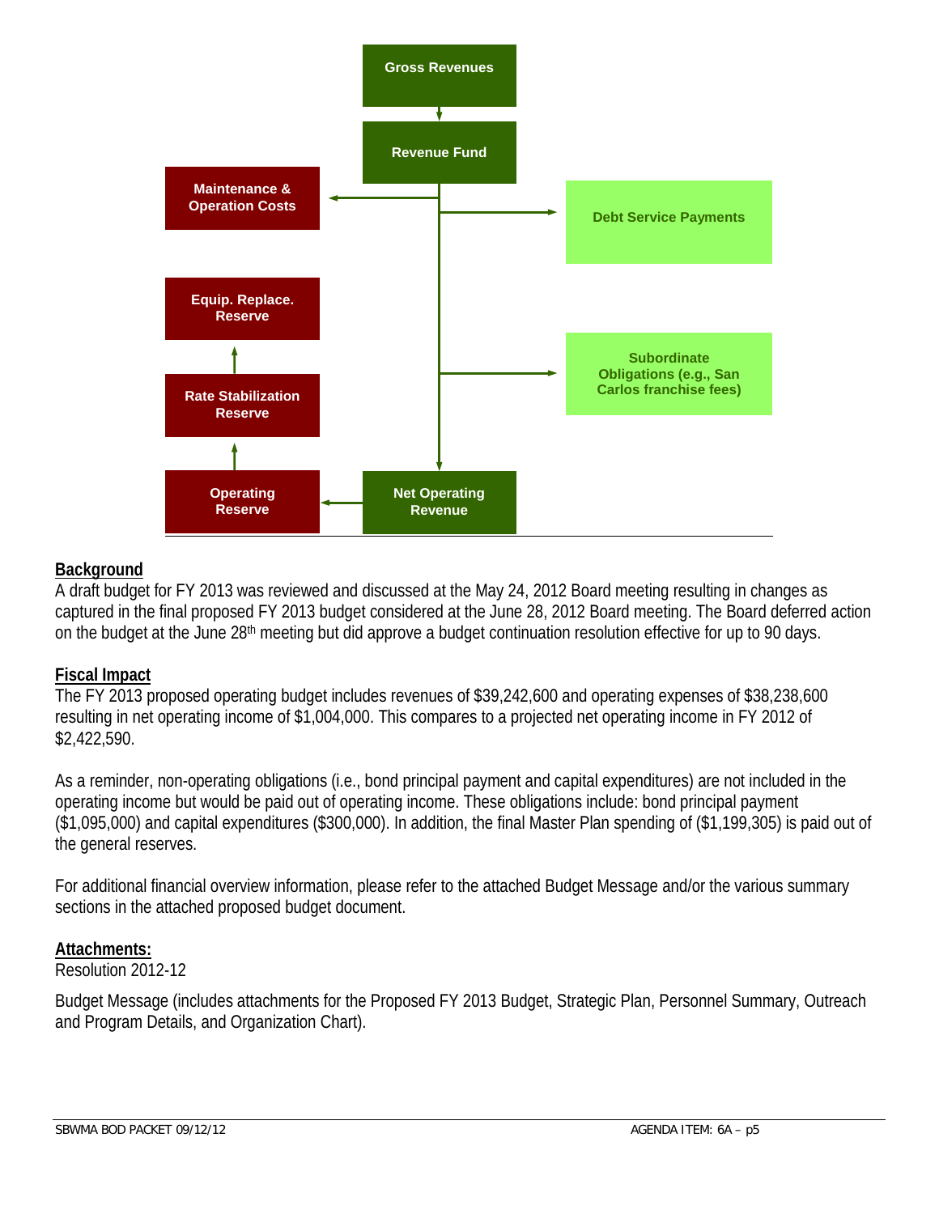Gross Revenues

Revenue Fund

Maintenance & Operation Costs

Debt Service Payments

Equip. Replace. Reserve

Subordinate Obligations (e.g., San Carlos franchise fees)

Rate Stabilization Reserve

Operating Reserve

Net Operating Revenue

## Background

A draft budget for FY 2013 was reviewed and discussed at the May 24, 2012 Board meeting resulting in changes as captured in the final proposed FY 2013 budget considered at the June 28, 2012 Board meeting. The Board deferred action on the budget at the June 28th meeting but did approve a budget continuation resolution effective for up to 90 days.

## Fiscal Impact

The FY 2013 proposed operating budget includes revenues of $39,242,600 and operating expenses of $38,238,600 resulting in net operating income of $1,004,000. This compares to a projected net operating income in FY 2012 of $2,422,590.

As a reminder, non-operating obligations (i.e., bond principal payment and capital expenditures) are not included in the operating income but would be paid out of operating income. These obligations include: bond principal payment ($1,095,000) and capital expenditures ($300,000). In addition, the final Master Plan spending of ($1,199,305) is paid out of the general reserves.

For additional financial overview information, please refer to the attached Budget Message and/or the various summary sections in the attached proposed budget document.

## Attachments:

Resolution 2012-12

Budget Message (includes attachments for the Proposed FY 2013 Budget, Strategic Plan, Personnel Summary, Outreach and Program Details, and Organization Chart).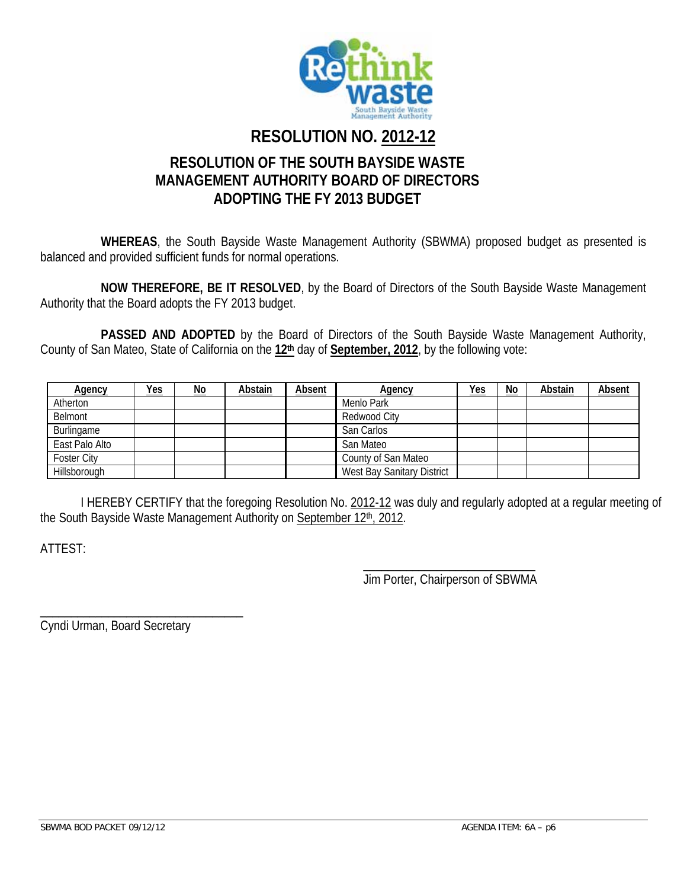# RESOLUTION NO. 2012-12

## RESOLUTION OF THE SOUTH BAYSIDE WASTE MANAGEMENT AUTHORITY BOARD OF DIRECTORS ADOPTING THE FY 2013 BUDGET

**WHEREAS**, the South Bayside Waste Management Authority (SBWMA) proposed budget as presented is balanced and provided sufficient funds for normal operations.

**NOW THEREFORE, BE IT RESOLVED**, by the Board of Directors of the South Bayside Waste Management Authority that the Board adopts the FY 2013 budget.

**PASSED AND ADOPTED** by the Board of Directors of the South Bayside Waste Management Authority, County of San Mateo, State of California on the **12th** day of **September, 2012**, by the following vote:

| Agency | Yes | No | Abstain | Absent | Agency | Yes | No | Abstain | Absent |
|---|---|---|---|---|---|---|---|---|---|
| Atherton | | | | | Menlo Park | | | | |
| Belmont | | | | | Redwood City | | | | |
| Burlingame | | | | | San Carlos | | | | |
| East Palo Alto | | | | | San Mateo | | | | |
| Foster City | | | | | County of San Mateo | | | | |
| Hillsborough | | | | | West Bay Sanitary District | | | | |

I HEREBY CERTIFY that the foregoing Resolution No. 2012-12 was duly and regularly adopted at a regular meeting of the South Bayside Waste Management Authority on September 12th, 2012.

ATTEST:

\_\_\_\_\_\_\_\_\_\_\_\_\_\_\_\_\_\_\_\_\_\_\_\_\_\_\_\_
Jim Porter, Chairperson of SBWMA

\_\_\_\_\_\_\_\_\_\_\_\_\_\_\_\_\_\_\_\_\_\_\_\_\_\_\_\_
Cyndi Urman, Board Secretary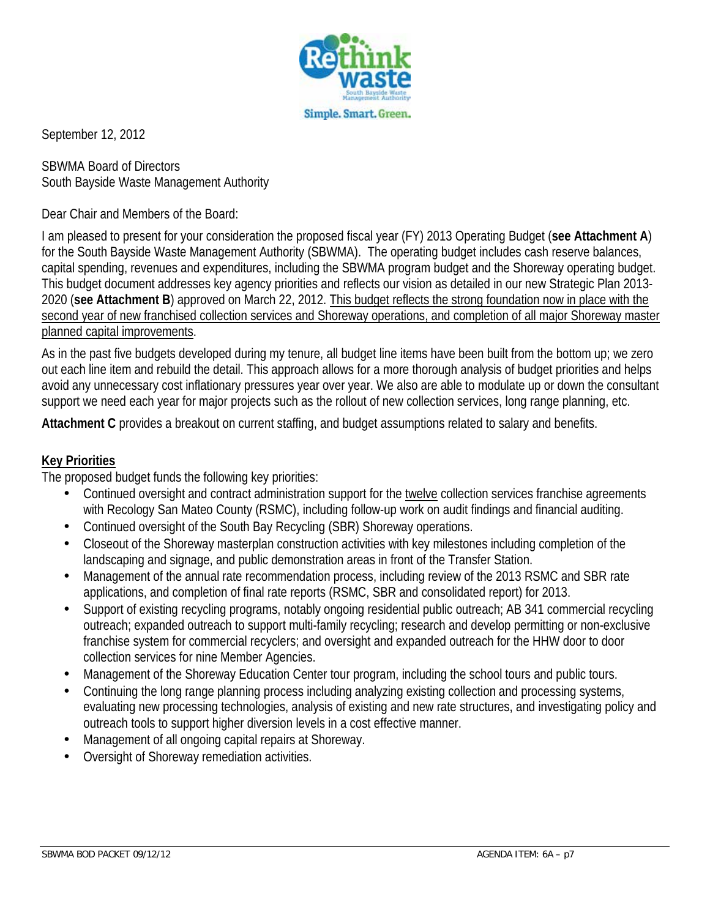September 12, 2012

SBWMA Board of Directors
South Bayside Waste Management Authority

Dear Chair and Members of the Board:

I am pleased to present for your consideration the proposed fiscal year (FY) 2013 Operating Budget (**see Attachment A**) for the South Bayside Waste Management Authority (SBWMA). The operating budget includes cash reserve balances, capital spending, revenues and expenditures, including the SBWMA program budget and the Shoreway operating budget. This budget document addresses key agency priorities and reflects our vision as detailed in our new Strategic Plan 2013-2020 (**see Attachment B**) approved on March 22, 2012. <u>This budget reflects the strong foundation now in place with the second year of new franchised collection services and Shoreway operations, and completion of all major Shoreway master planned capital improvements</u>.

As in the past five budgets developed during my tenure, all budget line items have been built from the bottom up; we zero out each line item and rebuild the detail. This approach allows for a more thorough analysis of budget priorities and helps avoid any unnecessary cost inflationary pressures year over year. We also are able to modulate up or down the consultant support we need each year for major projects such as the rollout of new collection services, long range planning, etc.

**Attachment C** provides a breakout on current staffing, and budget assumptions related to salary and benefits.

## Key Priorities

The proposed budget funds the following key priorities:

- Continued oversight and contract administration support for the <u>twelve</u> collection services franchise agreements with Recology San Mateo County (RSMC), including follow-up work on audit findings and financial auditing.
- Continued oversight of the South Bay Recycling (SBR) Shoreway operations.
- Closeout of the Shoreway masterplan construction activities with key milestones including completion of the landscaping and signage, and public demonstration areas in front of the Transfer Station.
- Management of the annual rate recommendation process, including review of the 2013 RSMC and SBR rate applications, and completion of final rate reports (RSMC, SBR and consolidated report) for 2013.
- Support of existing recycling programs, notably ongoing residential public outreach; AB 341 commercial recycling outreach; expanded outreach to support multi-family recycling; research and develop permitting or non-exclusive franchise system for commercial recyclers; and oversight and expanded outreach for the HHW door to door collection services for nine Member Agencies.
- Management of the Shoreway Education Center tour program, including the school tours and public tours.
- Continuing the long range planning process including analyzing existing collection and processing systems, evaluating new processing technologies, analysis of existing and new rate structures, and investigating policy and outreach tools to support higher diversion levels in a cost effective manner.
- Management of all ongoing capital repairs at Shoreway.
- Oversight of Shoreway remediation activities.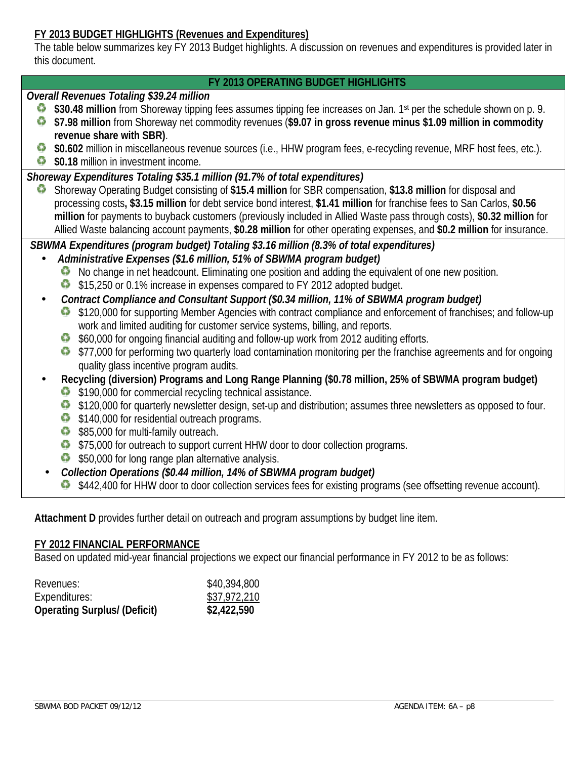## FY 2013 BUDGET HIGHLIGHTS (Revenues and Expenditures)

The table below summarizes key FY 2013 Budget highlights. A discussion on revenues and expenditures is provided later in this document.

### FY 2013 OPERATING BUDGET HIGHLIGHTS

***Overall Revenues Totaling $39.24 million***

- **$30.48 million** from Shoreway tipping fees assumes tipping fee increases on Jan. 1st per the schedule shown on p. 9.
- **$7.98 million** from Shoreway net commodity revenues (**$9.07 in gross revenue minus $1.09 million in commodity revenue share with SBR)**.
- **$0.602** million in miscellaneous revenue sources (i.e., HHW program fees, e-recycling revenue, MRF host fees, etc.).
- **$0.18** million in investment income.

***Shoreway Expenditures Totaling $35.1 million (91.7% of total expenditures)***

- Shoreway Operating Budget consisting of **$15.4 million** for SBR compensation, **$13.8 million** for disposal and processing costs**, $3.15 million** for debt service bond interest, **$1.41 million** for franchise fees to San Carlos, **$0.56 million** for payments to buyback customers (previously included in Allied Waste pass through costs), **$0.32 million** for Allied Waste balancing account payments, **$0.28 million** for other operating expenses, and **$0.2 million** for insurance.

***SBWMA Expenditures (program budget) Totaling $3.16 million (8.3% of total expenditures)***

- ***Administrative Expenses ($1.6 million, 51% of SBWMA program budget)***
  - No change in net headcount. Eliminating one position and adding the equivalent of one new position.
  - $15,250 or 0.1% increase in expenses compared to FY 2012 adopted budget.
- ***Contract Compliance and Consultant Support ($0.34 million, 11% of SBWMA program budget)***
  - $120,000 for supporting Member Agencies with contract compliance and enforcement of franchises; and follow-up work and limited auditing for customer service systems, billing, and reports.
  - $60,000 for ongoing financial auditing and follow-up work from 2012 auditing efforts.
  - $77,000 for performing two quarterly load contamination monitoring per the franchise agreements and for ongoing quality glass incentive program audits.
- **Recycling (diversion) Programs and Long Range Planning ($0.78 million, 25% of SBWMA program budget)**
  - $190,000 for commercial recycling technical assistance.
  - $120,000 for quarterly newsletter design, set-up and distribution; assumes three newsletters as opposed to four.
  - $140,000 for residential outreach programs.
  - $85,000 for multi-family outreach.
  - $75,000 for outreach to support current HHW door to door collection programs.
  - $50,000 for long range plan alternative analysis.
- ***Collection Operations ($0.44 million, 14% of SBWMA program budget)***
  - $442,400 for HHW door to door collection services fees for existing programs (see offsetting revenue account).

**Attachment D** provides further detail on outreach and program assumptions by budget line item.

## FY 2012 FINANCIAL PERFORMANCE

Based on updated mid-year financial projections we expect our financial performance in FY 2012 to be as follows:

| | |
|---|---|
| Revenues: | $40,394,800 |
| Expenditures: | $37,972,210 |
| **Operating Surplus/ (Deficit)** | **$2,422,590** |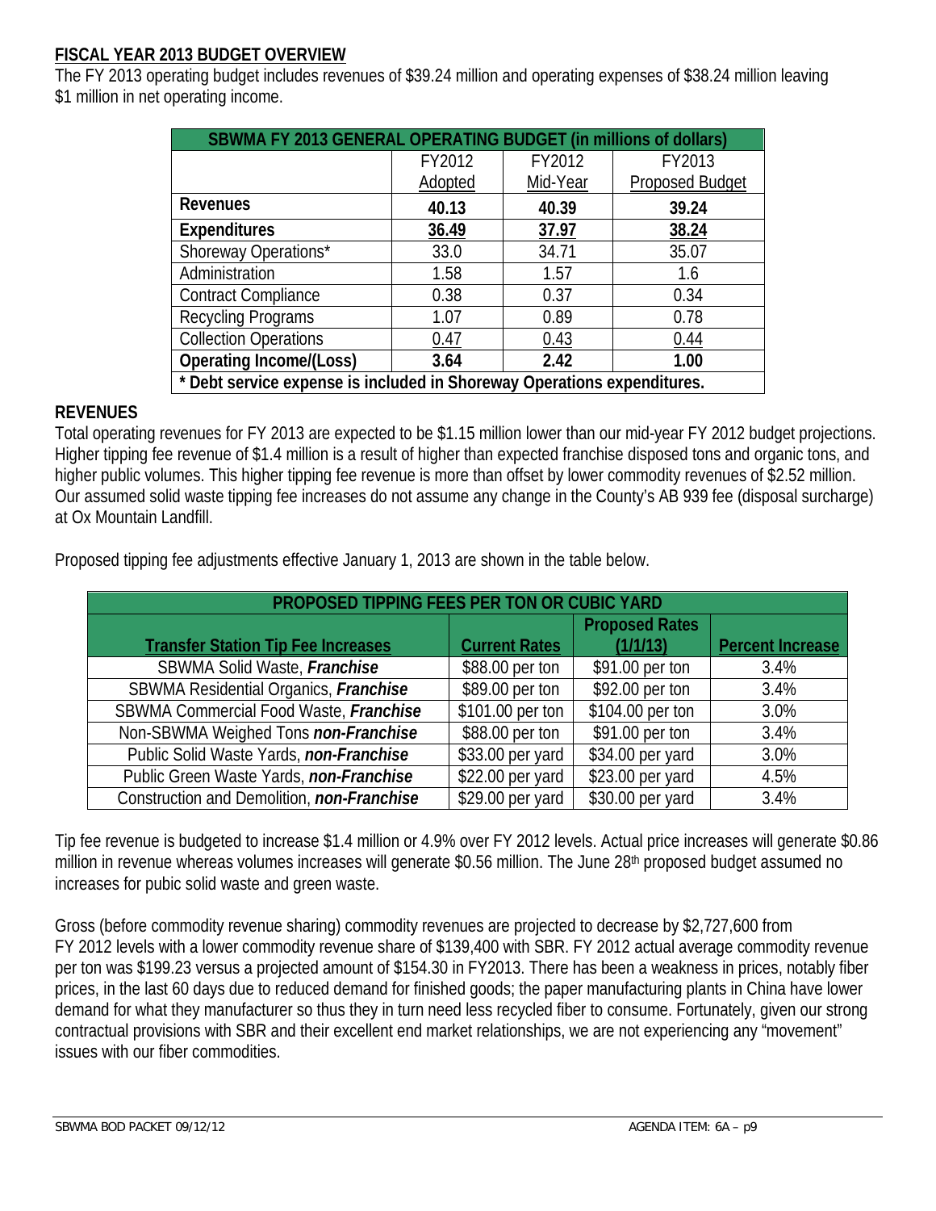## FISCAL YEAR 2013 BUDGET OVERVIEW

The FY 2013 operating budget includes revenues of $39.24 million and operating expenses of $38.24 million leaving $1 million in net operating income.

| SBWMA FY 2013 GENERAL OPERATING BUDGET (in millions of dollars) | | | |
|---|---|---|---|
| | FY2012 Adopted | FY2012 Mid-Year | FY2013 Proposed Budget |
| **Revenues** | **40.13** | **40.39** | **39.24** |
| **Expenditures** | **36.49** | **37.97** | **38.24** |
| Shoreway Operations* | 33.0 | 34.71 | 35.07 |
| Administration | 1.58 | 1.57 | 1.6 |
| Contract Compliance | 0.38 | 0.37 | 0.34 |
| Recycling Programs | 1.07 | 0.89 | 0.78 |
| Collection Operations | 0.47 | 0.43 | 0.44 |
| **Operating Income/(Loss)** | **3.64** | **2.42** | **1.00** |
| **\* Debt service expense is included in Shoreway Operations expenditures.** | | | |

### REVENUES

Total operating revenues for FY 2013 are expected to be $1.15 million lower than our mid-year FY 2012 budget projections. Higher tipping fee revenue of $1.4 million is a result of higher than expected franchise disposed tons and organic tons, and higher public volumes. This higher tipping fee revenue is more than offset by lower commodity revenues of $2.52 million. Our assumed solid waste tipping fee increases do not assume any change in the County's AB 939 fee (disposal surcharge) at Ox Mountain Landfill.

Proposed tipping fee adjustments effective January 1, 2013 are shown in the table below.

| PROPOSED TIPPING FEES PER TON OR CUBIC YARD | | | |
|---|---|---|---|
| **Transfer Station Tip Fee Increases** | **Current Rates** | **Proposed Rates (1/1/13)** | **Percent Increase** |
| SBWMA Solid Waste, ***Franchise*** | $88.00 per ton | $91.00 per ton | 3.4% |
| SBWMA Residential Organics, ***Franchise*** | $89.00 per ton | $92.00 per ton | 3.4% |
| SBWMA Commercial Food Waste, ***Franchise*** | $101.00 per ton | $104.00 per ton | 3.0% |
| Non-SBWMA Weighed Tons ***non-Franchise*** | $88.00 per ton | $91.00 per ton | 3.4% |
| Public Solid Waste Yards, ***non-Franchise*** | $33.00 per yard | $34.00 per yard | 3.0% |
| Public Green Waste Yards, ***non-Franchise*** | $22.00 per yard | $23.00 per yard | 4.5% |
| Construction and Demolition, ***non-Franchise*** | $29.00 per yard | $30.00 per yard | 3.4% |

Tip fee revenue is budgeted to increase $1.4 million or 4.9% over FY 2012 levels. Actual price increases will generate $0.86 million in revenue whereas volumes increases will generate $0.56 million. The June 28th proposed budget assumed no increases for pubic solid waste and green waste.

Gross (before commodity revenue sharing) commodity revenues are projected to decrease by $2,727,600 from FY 2012 levels with a lower commodity revenue share of $139,400 with SBR. FY 2012 actual average commodity revenue per ton was $199.23 versus a projected amount of $154.30 in FY2013. There has been a weakness in prices, notably fiber prices, in the last 60 days due to reduced demand for finished goods; the paper manufacturing plants in China have lower demand for what they manufacturer so thus they in turn need less recycled fiber to consume. Fortunately, given our strong contractual provisions with SBR and their excellent end market relationships, we are not experiencing any "movement" issues with our fiber commodities.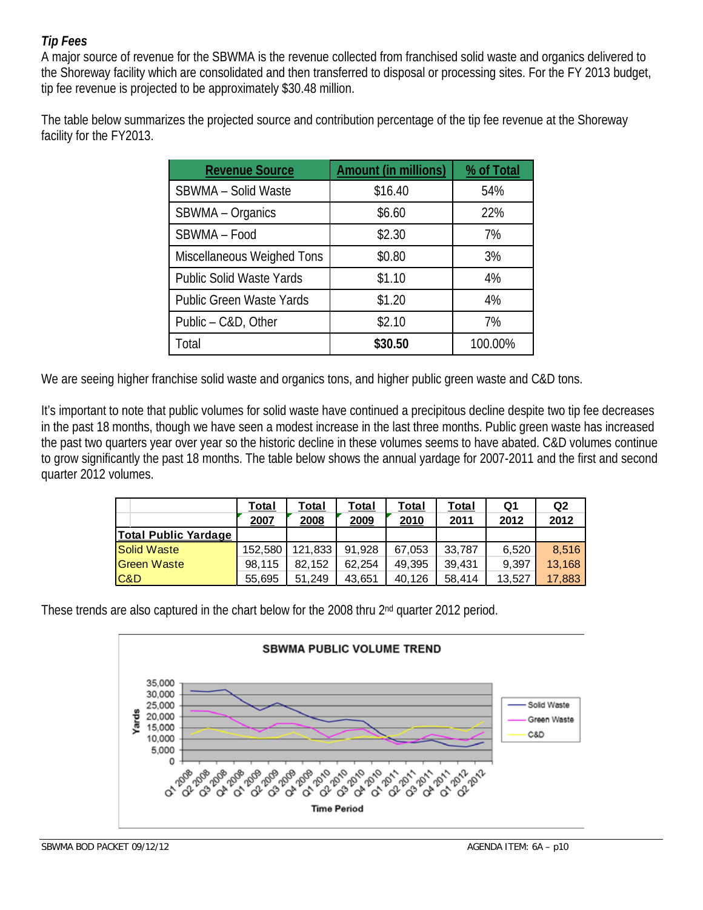### *Tip Fees*

A major source of revenue for the SBWMA is the revenue collected from franchised solid waste and organics delivered to the Shoreway facility which are consolidated and then transferred to disposal or processing sites. For the FY 2013 budget, tip fee revenue is projected to be approximately $30.48 million.

The table below summarizes the projected source and contribution percentage of the tip fee revenue at the Shoreway facility for the FY2013.

| Revenue Source | Amount (in millions) | % of Total |
|---|---|---|
| SBWMA – Solid Waste | $16.40 | 54% |
| SBWMA – Organics | $6.60 | 22% |
| SBWMA – Food | $2.30 | 7% |
| Miscellaneous Weighed Tons | $0.80 | 3% |
| Public Solid Waste Yards | $1.10 | 4% |
| Public Green Waste Yards | $1.20 | 4% |
| Public – C&D, Other | $2.10 | 7% |
| Total | **$30.50** | 100.00% |

We are seeing higher franchise solid waste and organics tons, and higher public green waste and C&D tons.

It's important to note that public volumes for solid waste have continued a precipitous decline despite two tip fee decreases in the past 18 months, though we have seen a modest increase in the last three months. Public green waste has increased the past two quarters year over year so the historic decline in these volumes seems to have abated. C&D volumes continue to grow significantly the past 18 months. The table below shows the annual yardage for 2007-2011 and the first and second quarter 2012 volumes.

| | Total 2007 | Total 2008 | Total 2009 | Total 2010 | Total 2011 | Q1 2012 | Q2 2012 |
|---|---|---|---|---|---|---|---|
| **Total Public Yardage** | | | | | | | |
| Solid Waste | 152,580 | 121,833 | 91,928 | 67,053 | 33,787 | 6,520 | 8,516 |
| Green Waste | 98,115 | 82,152 | 62,254 | 49,395 | 39,431 | 9,397 | 13,168 |
| C&D | 55,695 | 51,249 | 43,651 | 40,126 | 58,414 | 13,527 | 17,883 |

These trends are also captured in the chart below for the 2008 thru 2nd quarter 2012 period.

**SBWMA PUBLIC VOLUME TREND**

| Time Period | Solid Waste | Green Waste | C&D |
|---|---|---|---|
| Q1 2008 | ~31,500 | ~22,500 | ~12,500 |
| Q2 2008 | ~31,000 | ~22,500 | ~15,000 |
| Q3 2008 | ~32,000 | ~20,500 | ~13,000 |
| Q4 2008 | ~27,000 | ~16,500 | ~11,500 |
| Q1 2009 | ~23,000 | ~13,500 | ~10,500 |
| Q2 2009 | ~26,000 | ~17,000 | ~10,500 |
| Q3 2009 | ~23,000 | ~17,000 | ~13,000 |
| Q4 2009 | ~19,500 | ~15,000 | ~9,500 |
| Q1 2010 | ~17,500 | ~10,500 | ~8,500 |
| Q2 2010 | ~18,500 | ~14,000 | ~10,000 |
| Q3 2010 | ~18,000 | ~14,500 | ~11,000 |
| Q4 2010 | ~12,000 | ~11,000 | ~10,500 |
| Q1 2011 | ~8,500 | ~7,500 | ~11,500 |
| Q2 2011 | ~8,500 | ~8,500 | ~15,500 |
| Q3 2011 | ~9,500 | ~12,000 | ~15,500 |
| Q4 2011 | ~7,000 | ~11,000 | ~15,000 |
| Q1 2012 | ~6,500 | ~9,500 | ~13,500 |
| Q2 2012 | ~8,500 | ~13,000 | ~18,000 |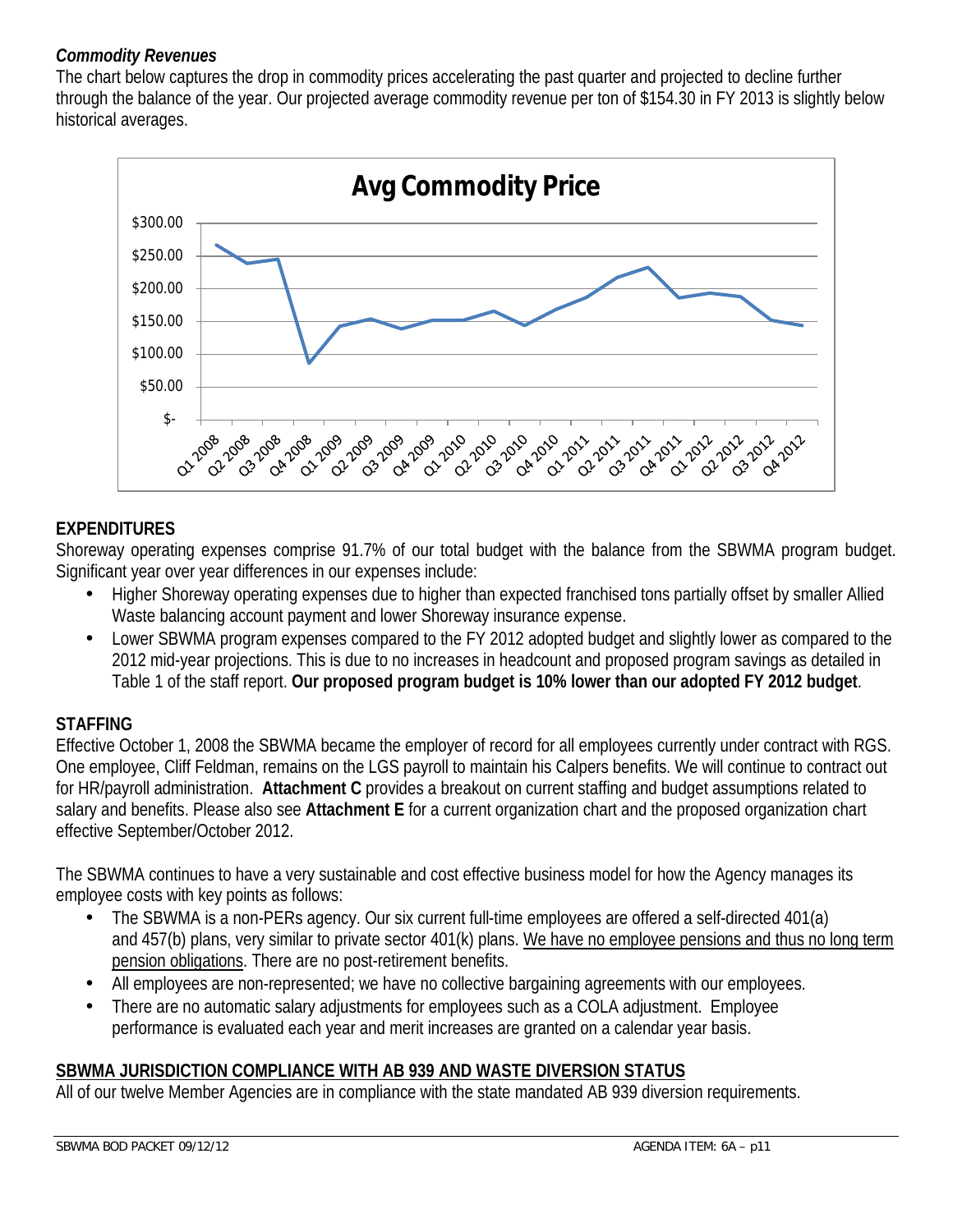### *Commodity Revenues*

The chart below captures the drop in commodity prices accelerating the past quarter and projected to decline further through the balance of the year. Our projected average commodity revenue per ton of $154.30 in FY 2013 is slightly below historical averages.

## EXPENDITURES

Shoreway operating expenses comprise 91.7% of our total budget with the balance from the SBWMA program budget. Significant year over year differences in our expenses include:

- Higher Shoreway operating expenses due to higher than expected franchised tons partially offset by smaller Allied Waste balancing account payment and lower Shoreway insurance expense.
- Lower SBWMA program expenses compared to the FY 2012 adopted budget and slightly lower as compared to the 2012 mid-year projections. This is due to no increases in headcount and proposed program savings as detailed in Table 1 of the staff report. **Our proposed program budget is 10% lower than our adopted FY 2012 budget**.

## STAFFING

Effective October 1, 2008 the SBWMA became the employer of record for all employees currently under contract with RGS. One employee, Cliff Feldman, remains on the LGS payroll to maintain his Calpers benefits. We will continue to contract out for HR/payroll administration. **Attachment C** provides a breakout on current staffing and budget assumptions related to salary and benefits. Please also see **Attachment E** for a current organization chart and the proposed organization chart effective September/October 2012.

The SBWMA continues to have a very sustainable and cost effective business model for how the Agency manages its employee costs with key points as follows:

- The SBWMA is a non-PERs agency. Our six current full-time employees are offered a self-directed 401(a) and 457(b) plans, very similar to private sector 401(k) plans. <u>We have no employee pensions and thus no long term pension obligations</u>. There are no post-retirement benefits.
- All employees are non-represented; we have no collective bargaining agreements with our employees.
- There are no automatic salary adjustments for employees such as a COLA adjustment. Employee performance is evaluated each year and merit increases are granted on a calendar year basis.

## <u>SBWMA JURISDICTION COMPLIANCE WITH AB 939 AND WASTE DIVERSION STATUS</u>

All of our twelve Member Agencies are in compliance with the state mandated AB 939 diversion requirements.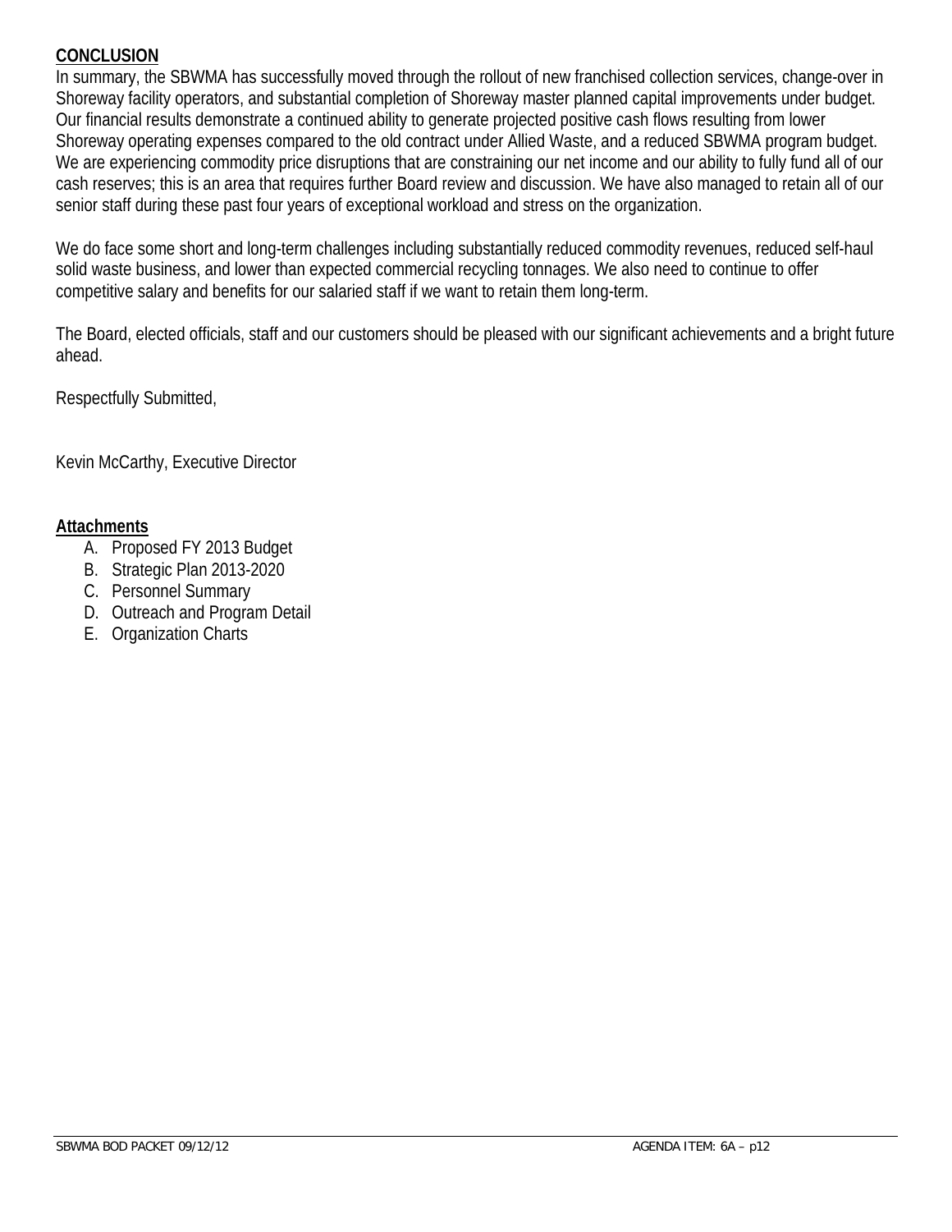**CONCLUSION**

In summary, the SBWMA has successfully moved through the rollout of new franchised collection services, change-over in Shoreway facility operators, and substantial completion of Shoreway master planned capital improvements under budget. Our financial results demonstrate a continued ability to generate projected positive cash flows resulting from lower Shoreway operating expenses compared to the old contract under Allied Waste, and a reduced SBWMA program budget. We are experiencing commodity price disruptions that are constraining our net income and our ability to fully fund all of our cash reserves; this is an area that requires further Board review and discussion. We have also managed to retain all of our senior staff during these past four years of exceptional workload and stress on the organization.

We do face some short and long-term challenges including substantially reduced commodity revenues, reduced self-haul solid waste business, and lower than expected commercial recycling tonnages. We also need to continue to offer competitive salary and benefits for our salaried staff if we want to retain them long-term.

The Board, elected officials, staff and our customers should be pleased with our significant achievements and a bright future ahead.

Respectfully Submitted,

Kevin McCarthy, Executive Director

**Attachments**

A. Proposed FY 2013 Budget
B. Strategic Plan 2013-2020
C. Personnel Summary
D. Outreach and Program Detail
E. Organization Charts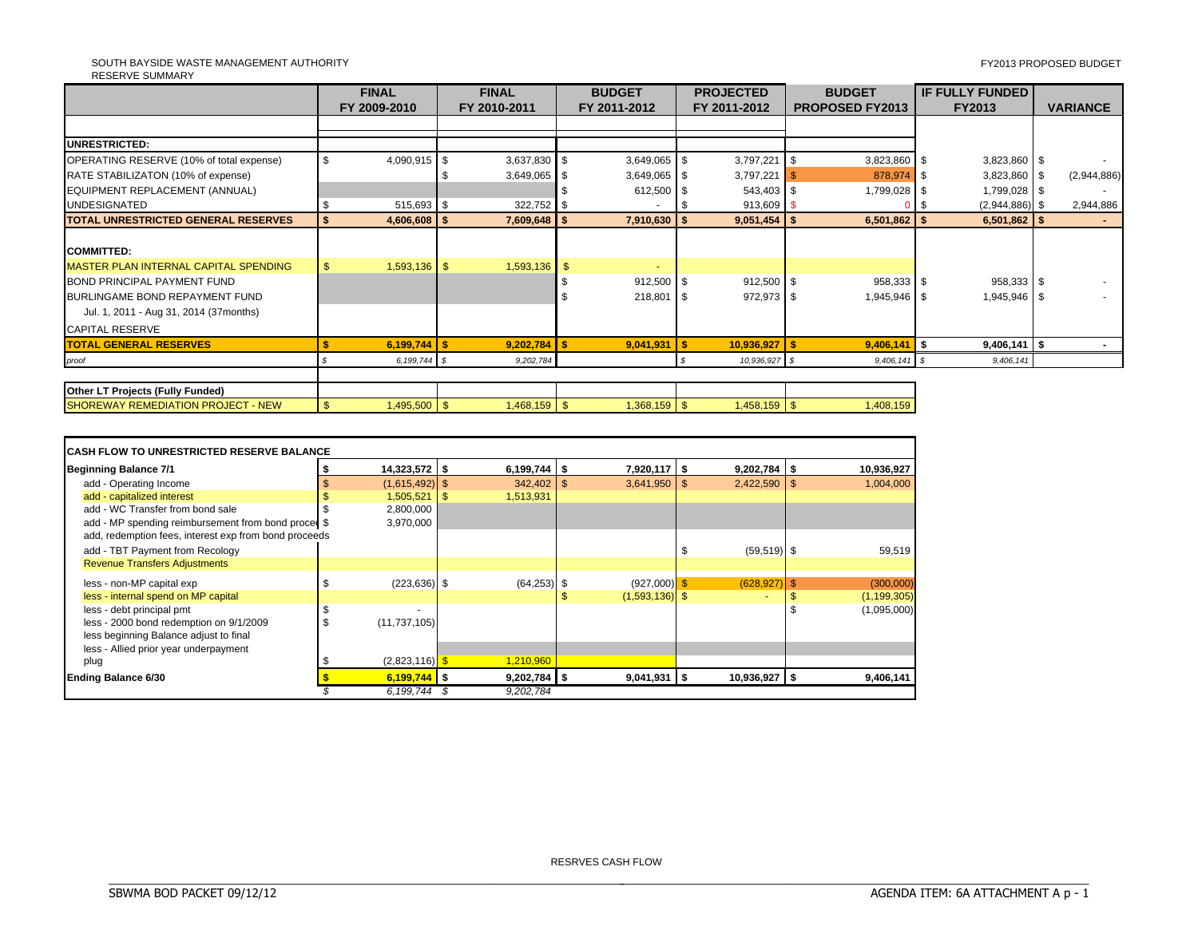SOUTH BAYSIDE WASTE MANAGEMENT AUTHORITY
RESERVE SUMMARY

FY2013 PROPOSED BUDGET

| | FINAL FY 2009-2010 | FINAL FY 2010-2011 | BUDGET FY 2011-2012 | PROJECTED FY 2011-2012 | BUDGET PROPOSED FY2013 | IF FULLY FUNDED FY2013 | VARIANCE |
|---|---|---|---|---|---|---|---|
| **UNRESTRICTED:** | | | | | | | |
| OPERATING RESERVE (10% of total expense) | $ 4,090,915 | $ 3,637,830 | $ 3,649,065 | $ 3,797,221 | $ 3,823,860 | $ 3,823,860 | $ - |
| RATE STABILIZATON (10% of expense) | | $ 3,649,065 | $ 3,649,065 | $ 3,797,221 | $ 878,974 | $ 3,823,860 | $ (2,944,886) |
| EQUIPMENT REPLACEMENT (ANNUAL) | | | $ 612,500 | $ 543,403 | $ 1,799,028 | $ 1,799,028 | $ - |
| UNDESIGNATED | $ 515,693 | $ 322,752 | $ - | $ 913,609 | $ 0 | $ (2,944,886) | $ 2,944,886 |
| **TOTAL UNRESTRICTED GENERAL RESERVES** | **$ 4,606,608** | **$ 7,609,648** | **$ 7,910,630** | **$ 9,051,454** | **$ 6,501,862** | **$ 6,501,862** | **$ -** |
| **COMMITTED:** | | | | | | | |
| MASTER PLAN INTERNAL CAPITAL SPENDING | $ 1,593,136 | $ 1,593,136 | $ - | | | | |
| BOND PRINCIPAL PAYMENT FUND | | | $ 912,500 | $ 912,500 | $ 958,333 | $ 958,333 | $ - |
| BURLINGAME BOND REPAYMENT FUND | | | $ 218,801 | $ 972,973 | $ 1,945,946 | $ 1,945,946 | $ - |
| Jul. 1, 2011 - Aug 31, 2014 (37months) | | | | | | | |
| CAPITAL RESERVE | | | | | | | |
| **TOTAL GENERAL RESERVES** | **$ 6,199,744** | **$ 9,202,784** | **$ 9,041,931** | **$ 10,936,927** | **$ 9,406,141** | **$ 9,406,141** | **$ -** |
| *proof* | *$ 6,199,744* | *$ 9,202,784* | | *$ 10,936,927* | *$ 9,406,141* | *$ 9,406,141* | |
| **Other LT Projects (Fully Funded)** | | | | | | | |
| SHOREWAY REMEDIATION PROJECT - NEW | $ 1,495,500 | $ 1,468,159 | $ 1,368,159 | $ 1,458,159 | $ 1,408,159 | | |

| **CASH FLOW TO UNRESTRICTED RESERVE BALANCE** | | | | | |
|---|---|---|---|---|---|
| **Beginning Balance 7/1** | **$ 14,323,572** | **$ 6,199,744** | **$ 7,920,117** | **$ 9,202,784** | **$ 10,936,927** |
| add - Operating Income | $ (1,615,492) | $ 342,402 | $ 3,641,950 | $ 2,422,590 | $ 1,004,000 |
| add - capitalized interest | $ 1,505,521 | $ 1,513,931 | | | |
| add - WC Transfer from bond sale | $ 2,800,000 | | | | |
| add - MP spending reimbursement from bond proceeds | $ 3,970,000 | | | | |
| add, redemption fees, interest exp from bond proceeds | | | | | |
| add - TBT Payment from Recology | | | | $ (59,519) | $ 59,519 |
| Revenue Transfers Adjustments | | | | | |
| less - non-MP capital exp | $ (223,636) | $ (64,253) | $ (927,000) | $ (628,927) | $ (300,000) |
| less - internal spend on MP capital | | | $ (1,593,136) | $ - | $ (1,199,305) |
| less - debt principal pmt | $ - | | | | $ (1,095,000) |
| less - 2000 bond redemption on 9/1/2009 | $ (11,737,105) | | | | |
| less beginning Balance adjust to final | | | | | |
| less - Allied prior year underpayment | | | | | |
| plug | $ (2,823,116) | $ 1,210,960 | | | |
| **Ending Balance 6/30** | **$ 6,199,744** | **$ 9,202,784** | **$ 9,041,931** | **$ 10,936,927** | **$ 9,406,141** |
| | *$ 6,199,744* | *$ 9,202,784* | | | |

RESRVES CASH FLOW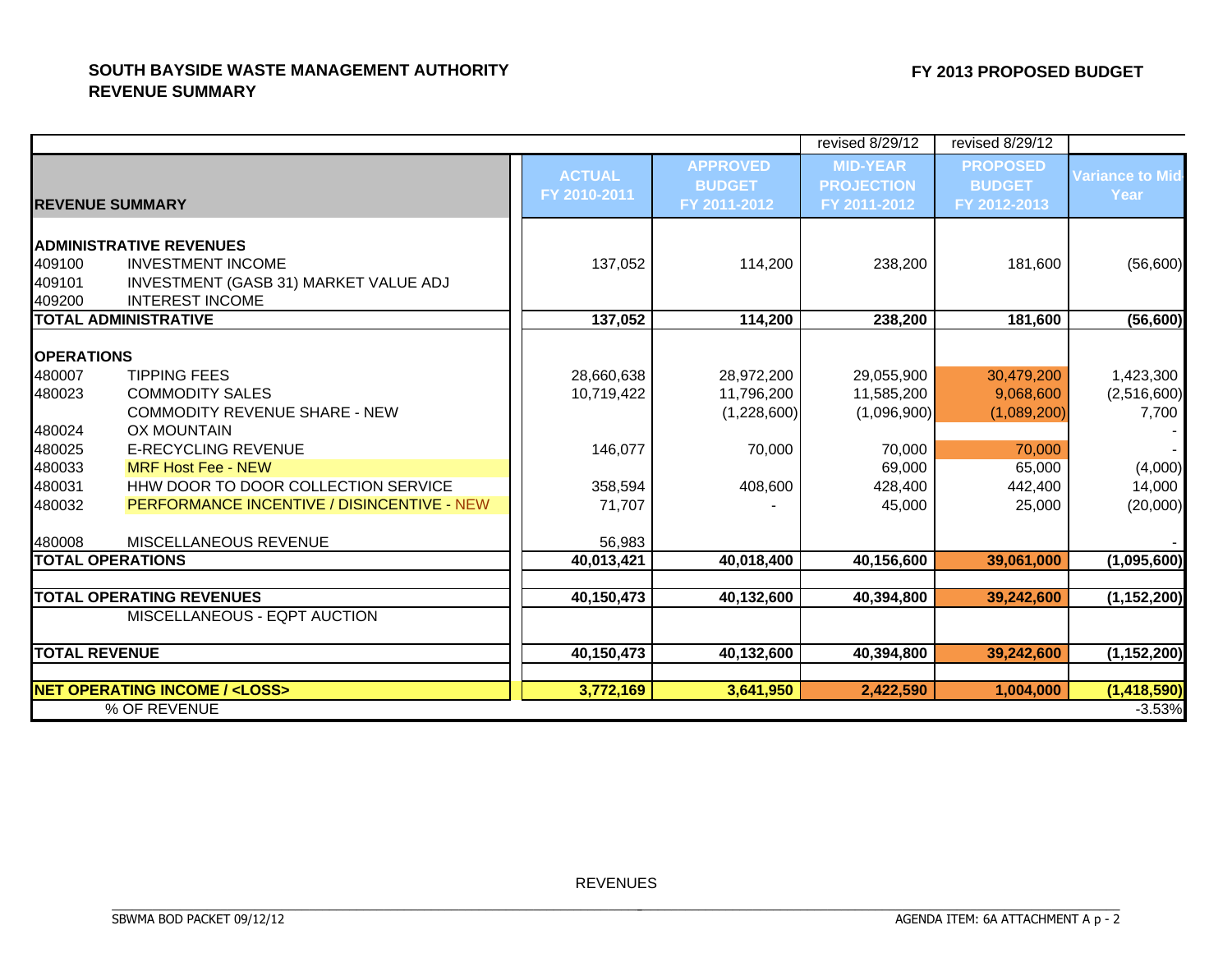**SOUTH BAYSIDE WASTE MANAGEMENT AUTHORITY**
**REVENUE SUMMARY**

**FY 2013 PROPOSED BUDGET**

| | | | | revised 8/29/12 | revised 8/29/12 | |
|---|---|---|---|---|---|---|
| **REVENUE SUMMARY** | | **ACTUAL FY 2010-2011** | **APPROVED BUDGET FY 2011-2012** | **MID-YEAR PROJECTION FY 2011-2012** | **PROPOSED BUDGET FY 2012-2013** | **Variance to Mid-Year** |
| **ADMINISTRATIVE REVENUES** | | | | | | |
| 409100 | INVESTMENT INCOME | 137,052 | 114,200 | 238,200 | 181,600 | (56,600) |
| 409101 | INVESTMENT (GASB 31) MARKET VALUE ADJ | | | | | |
| 409200 | INTEREST INCOME | | | | | |
| **TOTAL ADMINISTRATIVE** | | **137,052** | **114,200** | **238,200** | **181,600** | **(56,600)** |
| **OPERATIONS** | | | | | | |
| 480007 | TIPPING FEES | 28,660,638 | 28,972,200 | 29,055,900 | 30,479,200 | 1,423,300 |
| 480023 | COMMODITY SALES | 10,719,422 | 11,796,200 | 11,585,200 | 9,068,600 | (2,516,600) |
| | COMMODITY REVENUE SHARE - NEW | | (1,228,600) | (1,096,900) | (1,089,200) | 7,700 |
| 480024 | OX MOUNTAIN | | | | | - |
| 480025 | E-RECYCLING REVENUE | 146,077 | 70,000 | 70,000 | 70,000 | - |
| 480033 | MRF Host Fee - NEW | | | 69,000 | 65,000 | (4,000) |
| 480031 | HHW DOOR TO DOOR COLLECTION SERVICE | 358,594 | 408,600 | 428,400 | 442,400 | 14,000 |
| 480032 | PERFORMANCE INCENTIVE / DISINCENTIVE - NEW | 71,707 | - | 45,000 | 25,000 | (20,000) |
| 480008 | MISCELLANEOUS REVENUE | 56,983 | | | | - |
| **TOTAL OPERATIONS** | | **40,013,421** | **40,018,400** | **40,156,600** | **39,061,000** | **(1,095,600)** |
| **TOTAL OPERATING REVENUES** | | **40,150,473** | **40,132,600** | **40,394,800** | **39,242,600** | **(1,152,200)** |
| | MISCELLANEOUS - EQPT AUCTION | | | | | |
| **TOTAL REVENUE** | | **40,150,473** | **40,132,600** | **40,394,800** | **39,242,600** | **(1,152,200)** |
| **NET OPERATING INCOME / <LOSS>** | | **3,772,169** | **3,641,950** | **2,422,590** | **1,004,000** | **(1,418,590)** |
| | % OF REVENUE | | | | | -3.53% |

REVENUES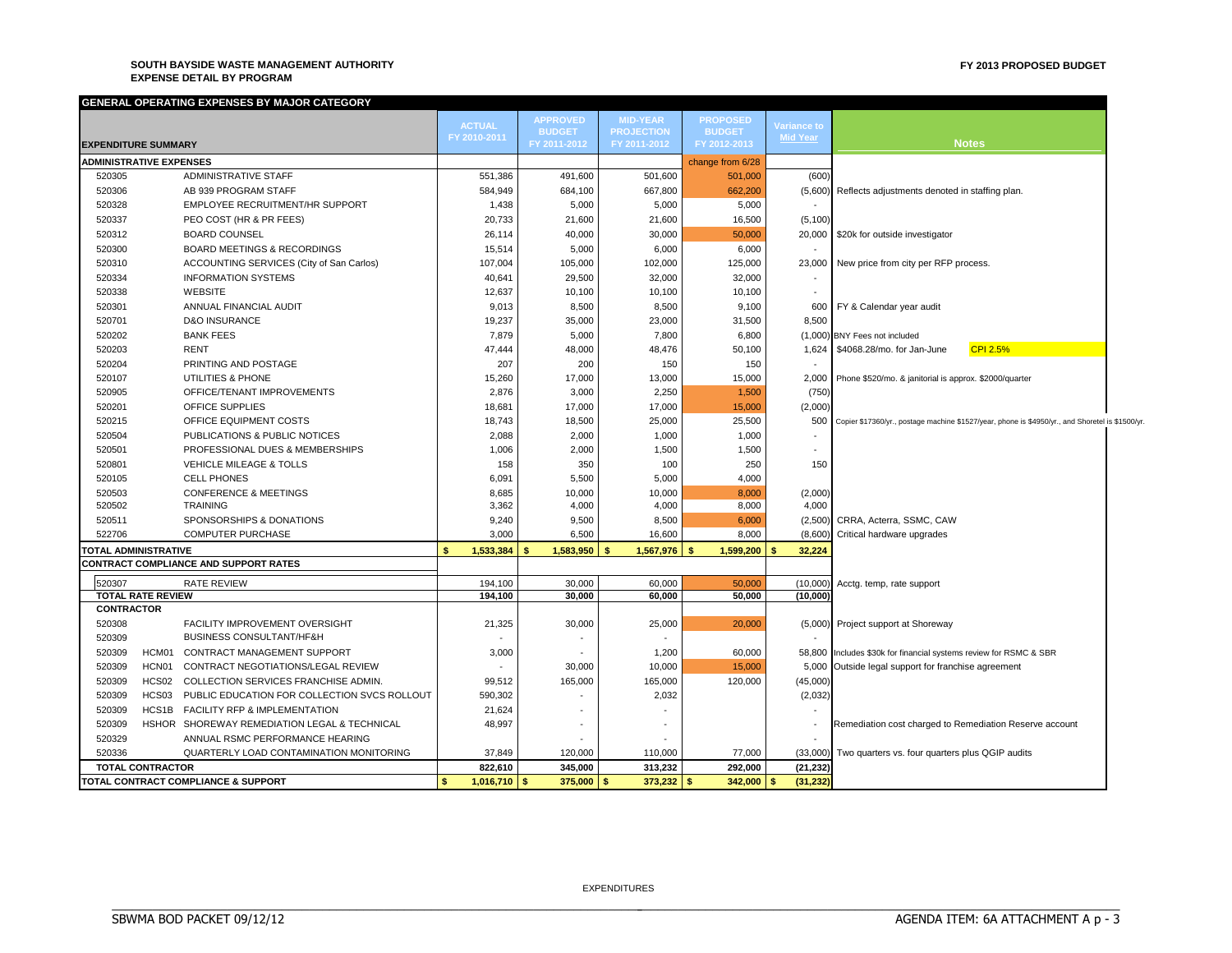**SOUTH BAYSIDE WASTE MANAGEMENT AUTHORITY**
**EXPENSE DETAIL BY PROGRAM**

**FY 2013 PROPOSED BUDGET**

**GENERAL OPERATING EXPENSES BY MAJOR CATEGORY**

| EXPENDITURE SUMMARY | | | ACTUAL FY 2010-2011 | APPROVED BUDGET FY 2011-2012 | MID-YEAR PROJECTION FY 2011-2012 | PROPOSED BUDGET FY 2012-2013 | Variance to Mid Year | Notes |
|---|---|---|---|---|---|---|---|---|
| **ADMINISTRATIVE EXPENSES** | | | | | | change from 6/28 | | |
| 520305 | | ADMINISTRATIVE STAFF | 551,386 | 491,600 | 501,600 | 501,000 | (600) | |
| 520306 | | AB 939 PROGRAM STAFF | 584,949 | 684,100 | 667,800 | 662,200 | (5,600) | Reflects adjustments denoted in staffing plan. |
| 520328 | | EMPLOYEE RECRUITMENT/HR SUPPORT | 1,438 | 5,000 | 5,000 | 5,000 | - | |
| 520337 | | PEO COST (HR & PR FEES) | 20,733 | 21,600 | 21,600 | 16,500 | (5,100) | |
| 520312 | | BOARD COUNSEL | 26,114 | 40,000 | 30,000 | 50,000 | 20,000 | $20k for outside investigator |
| 520300 | | BOARD MEETINGS & RECORDINGS | 15,514 | 5,000 | 6,000 | 6,000 | - | |
| 520310 | | ACCOUNTING SERVICES (City of San Carlos) | 107,004 | 105,000 | 102,000 | 125,000 | 23,000 | New price from city per RFP process. |
| 520334 | | INFORMATION SYSTEMS | 40,641 | 29,500 | 32,000 | 32,000 | - | |
| 520338 | | WEBSITE | 12,637 | 10,100 | 10,100 | 10,100 | - | |
| 520301 | | ANNUAL FINANCIAL AUDIT | 9,013 | 8,500 | 8,500 | 9,100 | 600 | FY & Calendar year audit |
| 520701 | | D&O INSURANCE | 19,237 | 35,000 | 23,000 | 31,500 | 8,500 | |
| 520202 | | BANK FEES | 7,879 | 5,000 | 7,800 | 6,800 | (1,000) | BNY Fees not included |
| 520203 | | RENT | 47,444 | 48,000 | 48,476 | 50,100 | 1,624 | $4068.28/mo. for Jan-June CPI 2.5% |
| 520204 | | PRINTING AND POSTAGE | 207 | 200 | 150 | 150 | - | |
| 520107 | | UTILITIES & PHONE | 15,260 | 17,000 | 13,000 | 15,000 | 2,000 | Phone $520/mo. & janitorial is approx. $2000/quarter |
| 520905 | | OFFICE/TENANT IMPROVEMENTS | 2,876 | 3,000 | 2,250 | 1,500 | (750) | |
| 520201 | | OFFICE SUPPLIES | 18,681 | 17,000 | 17,000 | 15,000 | (2,000) | |
| 520215 | | OFFICE EQUIPMENT COSTS | 18,743 | 18,500 | 25,000 | 25,500 | 500 | Copier $17360/yr., postage machine $1527/year, phone is $4950/yr., and Shoretel is $1500/yr. |
| 520504 | | PUBLICATIONS & PUBLIC NOTICES | 2,088 | 2,000 | 1,000 | 1,000 | - | |
| 520501 | | PROFESSIONAL DUES & MEMBERSHIPS | 1,006 | 2,000 | 1,500 | 1,500 | - | |
| 520801 | | VEHICLE MILEAGE & TOLLS | 158 | 350 | 100 | 250 | 150 | |
| 520105 | | CELL PHONES | 6,091 | 5,500 | 5,000 | 4,000 | | |
| 520503 | | CONFERENCE & MEETINGS | 8,685 | 10,000 | 10,000 | 8,000 | (2,000) | |
| 520502 | | TRAINING | 3,362 | 4,000 | 4,000 | 8,000 | 4,000 | |
| 520511 | | SPONSORSHIPS & DONATIONS | 9,240 | 9,500 | 8,500 | 6,000 | (2,500) | CRRA, Acterra, SSMC, CAW |
| 522706 | | COMPUTER PURCHASE | 3,000 | 6,500 | 16,600 | 8,000 | (8,600) | Critical hardware upgrades |
| **TOTAL ADMINISTRATIVE** | | | **$ 1,533,384** | **$ 1,583,950** | **$ 1,567,976** | **$ 1,599,200** | **$ 32,224** | |
| **CONTRACT COMPLIANCE AND SUPPORT RATES** | | | | | | | | |
| 520307 | | RATE REVIEW | 194,100 | 30,000 | 60,000 | 50,000 | (10,000) | Acctg. temp, rate support |
| **TOTAL RATE REVIEW** | | | **194,100** | **30,000** | **60,000** | **50,000** | **(10,000)** | |
| **CONTRACTOR** | | | | | | | | |
| 520308 | | FACILITY IMPROVEMENT OVERSIGHT | 21,325 | 30,000 | 25,000 | 20,000 | (5,000) | Project support at Shoreway |
| 520309 | | BUSINESS CONSULTANT/HF&H | - | - | - | | - | |
| 520309 | HCM01 | CONTRACT MANAGEMENT SUPPORT | 3,000 | - | 1,200 | 60,000 | 58,800 | Includes $30k for financial systems review for RSMC & SBR |
| 520309 | HCN01 | CONTRACT NEGOTIATIONS/LEGAL REVIEW | - | 30,000 | 10,000 | 15,000 | 5,000 | Outside legal support for franchise agreement |
| 520309 | HCS02 | COLLECTION SERVICES FRANCHISE ADMIN. | 99,512 | 165,000 | 165,000 | 120,000 | (45,000) | |
| 520309 | HCS03 | PUBLIC EDUCATION FOR COLLECTION SVCS ROLLOUT | 590,302 | - | 2,032 | | (2,032) | |
| 520309 | HCS1B | FACILITY RFP & IMPLEMENTATION | 21,624 | - | - | | - | |
| 520309 | HSHOR | SHOREWAY REMEDIATION LEGAL & TECHNICAL | 48,997 | - | - | | - | Remediation cost charged to Remediation Reserve account |
| 520329 | | ANNUAL RSMC PERFORMANCE HEARING | | - | - | | - | |
| 520336 | | QUARTERLY LOAD CONTAMINATION MONITORING | 37,849 | 120,000 | 110,000 | 77,000 | (33,000) | Two quarters vs. four quarters plus QGIP audits |
| **TOTAL CONTRACTOR** | | | **822,610** | **345,000** | **313,232** | **292,000** | **(21,232)** | |
| **TOTAL CONTRACT COMPLIANCE & SUPPORT** | | | **$ 1,016,710** | **$ 375,000** | **$ 373,232** | **$ 342,000** | **$ (31,232)** | |

EXPENDITURES

SBWMA BOD PACKET 09/12/12 AGENDA ITEM: 6A ATTACHMENT A p - 3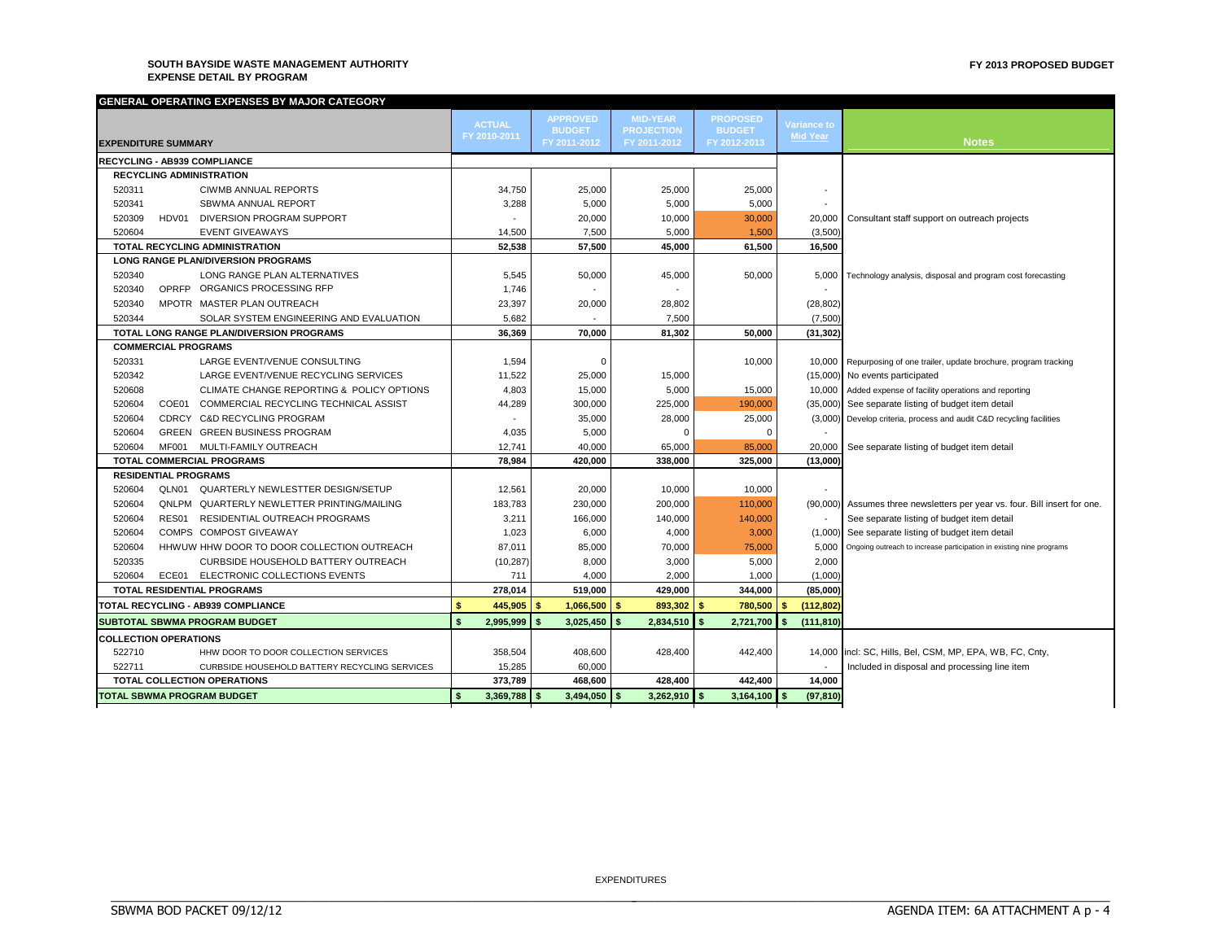**SOUTH BAYSIDE WASTE MANAGEMENT AUTHORITY**
**EXPENSE DETAIL BY PROGRAM**

**FY 2013 PROPOSED BUDGET**

**GENERAL OPERATING EXPENSES BY MAJOR CATEGORY**

| EXPENDITURE SUMMARY | | | ACTUAL FY 2010-2011 | APPROVED BUDGET FY 2011-2012 | MID-YEAR PROJECTION FY 2011-2012 | PROPOSED BUDGET FY 2012-2013 | Variance to Mid Year | Notes |
|---|---|---|---|---|---|---|---|---|
| **RECYCLING - AB939 COMPLIANCE** | | | | | | | | |
| **RECYCLING ADMINISTRATION** | | | | | | | | |
| 520311 | | CIWMB ANNUAL REPORTS | 34,750 | 25,000 | 25,000 | 25,000 | - | |
| 520341 | | SBWMA ANNUAL REPORT | 3,288 | 5,000 | 5,000 | 5,000 | - | |
| 520309 | HDV01 | DIVERSION PROGRAM SUPPORT | - | 20,000 | 10,000 | 30,000 | 20,000 | Consultant staff support on outreach projects |
| 520604 | | EVENT GIVEAWAYS | 14,500 | 7,500 | 5,000 | 1,500 | (3,500) | |
| **TOTAL RECYCLING ADMINISTRATION** | | | **52,538** | **57,500** | **45,000** | **61,500** | **16,500** | |
| **LONG RANGE PLAN/DIVERSION PROGRAMS** | | | | | | | | |
| 520340 | | LONG RANGE PLAN ALTERNATIVES | 5,545 | 50,000 | 45,000 | 50,000 | 5,000 | Technology analysis, disposal and program cost forecasting |
| 520340 | OPRFP | ORGANICS PROCESSING RFP | 1,746 | - | - | | - | |
| 520340 | MPOTR | MASTER PLAN OUTREACH | 23,397 | 20,000 | 28,802 | | (28,802) | |
| 520344 | | SOLAR SYSTEM ENGINEERING AND EVALUATION | 5,682 | - | 7,500 | | (7,500) | |
| **TOTAL LONG RANGE PLAN/DIVERSION PROGRAMS** | | | **36,369** | **70,000** | **81,302** | **50,000** | **(31,302)** | |
| **COMMERCIAL PROGRAMS** | | | | | | | | |
| 520331 | | LARGE EVENT/VENUE CONSULTING | 1,594 | 0 | | 10,000 | 10,000 | Repurposing of one trailer, update brochure, program tracking |
| 520342 | | LARGE EVENT/VENUE RECYCLING SERVICES | 11,522 | 25,000 | 15,000 | | (15,000) | No events participated |
| 520608 | | CLIMATE CHANGE REPORTING & POLICY OPTIONS | 4,803 | 15,000 | 5,000 | 15,000 | 10,000 | Added expense of facility operations and reporting |
| 520604 | COE01 | COMMERCIAL RECYCLING TECHNICAL ASSIST | 44,289 | 300,000 | 225,000 | 190,000 | (35,000) | See separate listing of budget item detail |
| 520604 | CDRCY | C&D RECYCLING PROGRAM | - | 35,000 | 28,000 | 25,000 | (3,000) | Develop criteria, process and audit C&D recycling facilities |
| 520604 | GREEN | GREEN BUSINESS PROGRAM | 4,035 | 5,000 | 0 | 0 | - | |
| 520604 | MF001 | MULTI-FAMILY OUTREACH | 12,741 | 40,000 | 65,000 | 85,000 | 20,000 | See separate listing of budget item detail |
| **TOTAL COMMERCIAL PROGRAMS** | | | **78,984** | **420,000** | **338,000** | **325,000** | **(13,000)** | |
| **RESIDENTIAL PROGRAMS** | | | | | | | | |
| 520604 | QLN01 | QUARTERLY NEWLESTTER DESIGN/SETUP | 12,561 | 20,000 | 10,000 | 10,000 | - | |
| 520604 | QNLPM | QUARTERLY NEWLETTER PRINTING/MAILING | 183,783 | 230,000 | 200,000 | 110,000 | (90,000) | Assumes three newsletters per year vs. four. Bill insert for one. |
| 520604 | RES01 | RESIDENTIAL OUTREACH PROGRAMS | 3,211 | 166,000 | 140,000 | 140,000 | - | See separate listing of budget item detail |
| 520604 | COMPS | COMPOST GIVEAWAY | 1,023 | 6,000 | 4,000 | 3,000 | (1,000) | See separate listing of budget item detail |
| 520604 | HHWUW | HHW DOOR TO DOOR COLLECTION OUTREACH | 87,011 | 85,000 | 70,000 | 75,000 | 5,000 | Ongoing outreach to increase participation in existing nine programs |
| 520335 | | CURBSIDE HOUSEHOLD BATTERY OUTREACH | (10,287) | 8,000 | 3,000 | 5,000 | 2,000 | |
| 520604 | ECE01 | ELECTRONIC COLLECTIONS EVENTS | 711 | 4,000 | 2,000 | 1,000 | (1,000) | |
| **TOTAL RESIDENTIAL PROGRAMS** | | | **278,014** | **519,000** | **429,000** | **344,000** | **(85,000)** | |
| **TOTAL RECYCLING - AB939 COMPLIANCE** | | | **$ 445,905** | **$ 1,066,500** | **$ 893,302** | **$ 780,500** | **$ (112,802)** | |
| **SUBTOTAL SBWMA PROGRAM BUDGET** | | | **$ 2,995,999** | **$ 3,025,450** | **$ 2,834,510** | **$ 2,721,700** | **$ (111,810)** | |
| **COLLECTION OPERATIONS** | | | | | | | | |
| 522710 | | HHW DOOR TO DOOR COLLECTION SERVICES | 358,504 | 408,600 | 428,400 | 442,400 | 14,000 | incl: SC, Hills, Bel, CSM, MP, EPA, WB, FC, Cnty, |
| 522711 | | CURBSIDE HOUSEHOLD BATTERY RECYCLING SERVICES | 15,285 | 60,000 | | | - | Included in disposal and processing line item |
| **TOTAL COLLECTION OPERATIONS** | | | **373,789** | **468,600** | **428,400** | **442,400** | **14,000** | |
| **TOTAL SBWMA PROGRAM BUDGET** | | | **$ 3,369,788** | **$ 3,494,050** | **$ 3,262,910** | **$ 3,164,100** | **$ (97,810)** | |

EXPENDITURES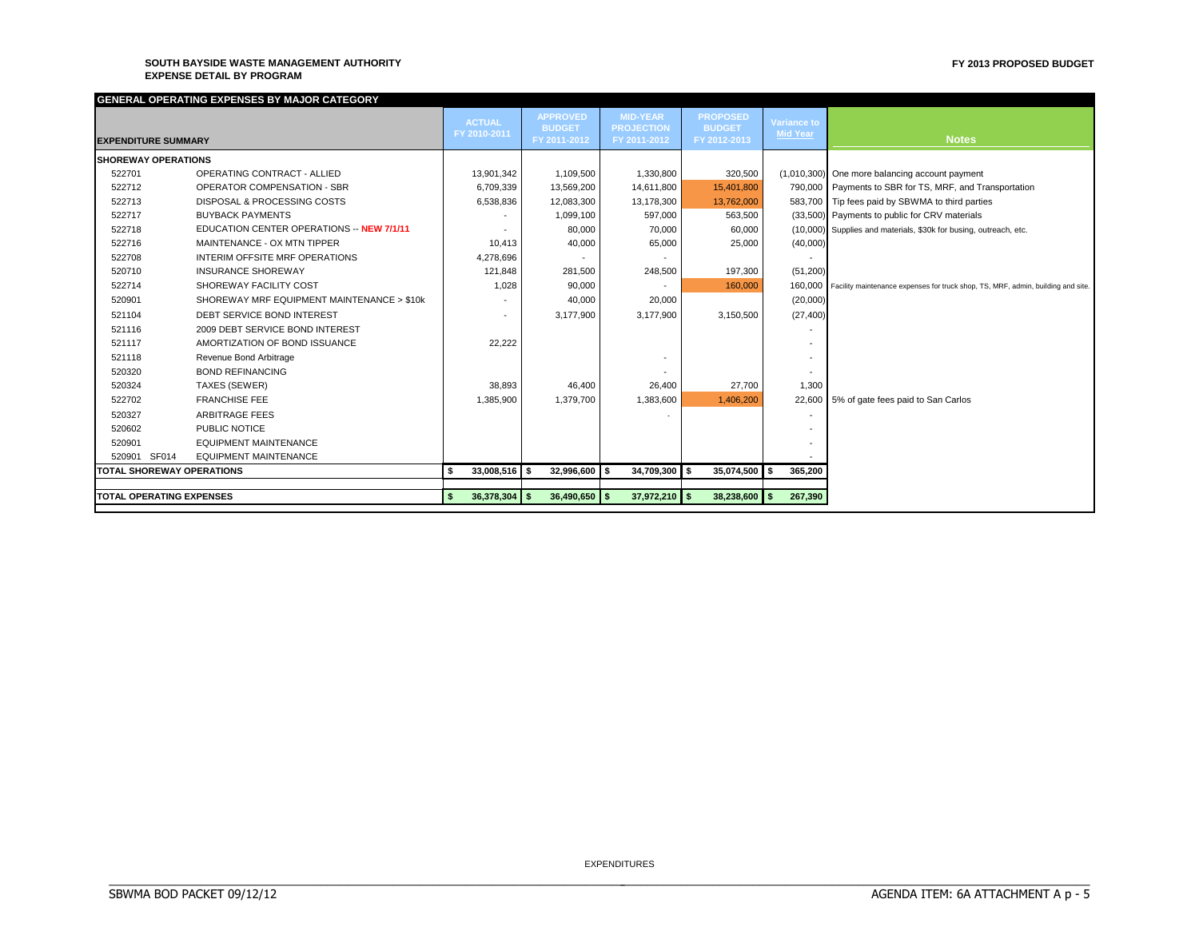**SOUTH BAYSIDE WASTE MANAGEMENT AUTHORITY**
**EXPENSE DETAIL BY PROGRAM**

**FY 2013 PROPOSED BUDGET**

**GENERAL OPERATING EXPENSES BY MAJOR CATEGORY**

| EXPENDITURE SUMMARY | | ACTUAL FY 2010-2011 | APPROVED BUDGET FY 2011-2012 | MID-YEAR PROJECTION FY 2011-2012 | PROPOSED BUDGET FY 2012-2013 | Variance to Mid Year | Notes |
|---|---|---|---|---|---|---|---|
| **SHOREWAY OPERATIONS** | | | | | | | |
| 522701 | OPERATING CONTRACT - ALLIED | 13,901,342 | 1,109,500 | 1,330,800 | 320,500 | (1,010,300) | One more balancing account payment |
| 522712 | OPERATOR COMPENSATION - SBR | 6,709,339 | 13,569,200 | 14,611,800 | 15,401,800 | 790,000 | Payments to SBR for TS, MRF, and Transportation |
| 522713 | DISPOSAL & PROCESSING COSTS | 6,538,836 | 12,083,300 | 13,178,300 | 13,762,000 | 583,700 | Tip fees paid by SBWMA to third parties |
| 522717 | BUYBACK PAYMENTS | - | 1,099,100 | 597,000 | 563,500 | (33,500) | Payments to public for CRV materials |
| 522718 | EDUCATION CENTER OPERATIONS -- **NEW 7/1/11** | - | 80,000 | 70,000 | 60,000 | (10,000) | Supplies and materials, $30k for busing, outreach, etc. |
| 522716 | MAINTENANCE - OX MTN TIPPER | 10,413 | 40,000 | 65,000 | 25,000 | (40,000) | |
| 522708 | INTERIM OFFSITE MRF OPERATIONS | 4,278,696 | - | - | | - | |
| 520710 | INSURANCE SHOREWAY | 121,848 | 281,500 | 248,500 | 197,300 | (51,200) | |
| 522714 | SHOREWAY FACILITY COST | 1,028 | 90,000 | - | 160,000 | 160,000 | Facility maintenance expenses for truck shop, TS, MRF, admin, building and site. |
| 520901 | SHOREWAY MRF EQUIPMENT MAINTENANCE > $10k | - | 40,000 | 20,000 | | (20,000) | |
| 521104 | DEBT SERVICE BOND INTEREST | - | 3,177,900 | 3,177,900 | 3,150,500 | (27,400) | |
| 521116 | 2009 DEBT SERVICE BOND INTEREST | | | | | - | |
| 521117 | AMORTIZATION OF BOND ISSUANCE | 22,222 | | | | - | |
| 521118 | Revenue Bond Arbitrage | | | - | | - | |
| 520320 | BOND REFINANCING | | | - | | - | |
| 520324 | TAXES (SEWER) | 38,893 | 46,400 | 26,400 | 27,700 | 1,300 | |
| 522702 | FRANCHISE FEE | 1,385,900 | 1,379,700 | 1,383,600 | 1,406,200 | 22,600 | 5% of gate fees paid to San Carlos |
| 520327 | ARBITRAGE FEES | | | - | | - | |
| 520602 | PUBLIC NOTICE | | | | | - | |
| 520901 | EQUIPMENT MAINTENANCE | | | | | - | |
| 520901 SF014 | EQUIPMENT MAINTENANCE | | | | | - | |
| **TOTAL SHOREWAY OPERATIONS** | | **$ 33,008,516** | **$ 32,996,600** | **$ 34,709,300** | **$ 35,074,500** | **$ 365,200** | |
| **TOTAL OPERATING EXPENSES** | | **$ 36,378,304** | **$ 36,490,650** | **$ 37,972,210** | **$ 38,238,600** | **$ 267,390** | |

EXPENDITURES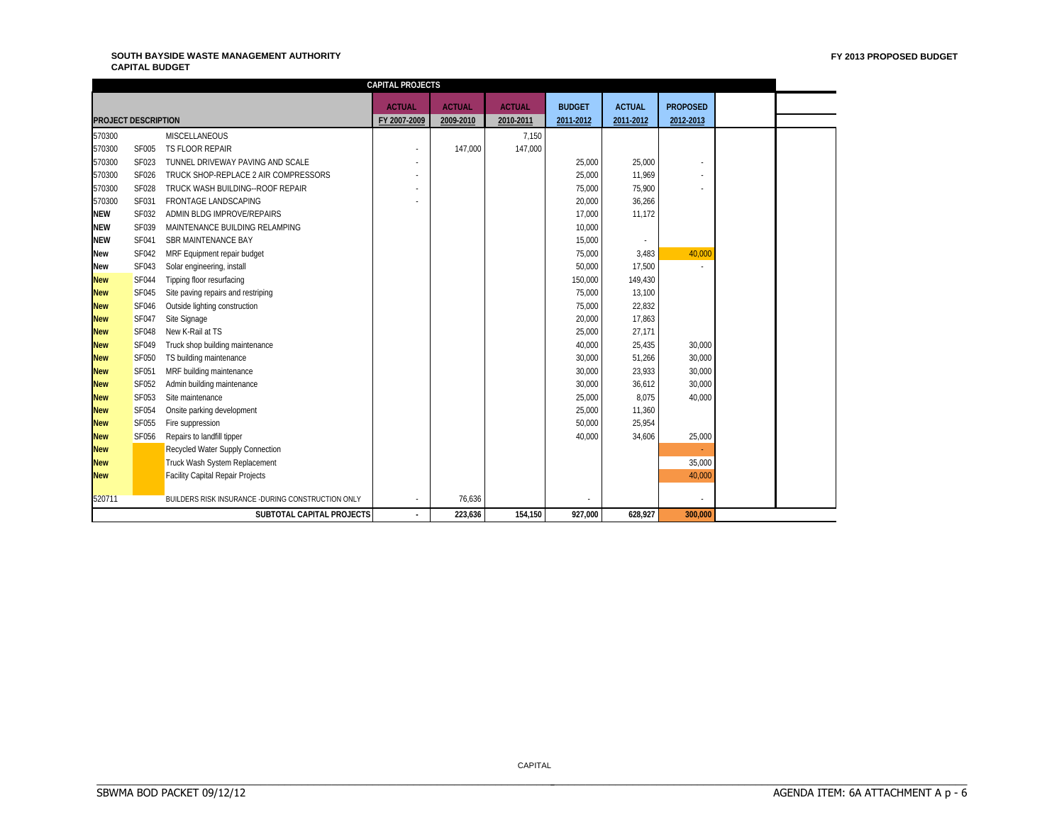**SOUTH BAYSIDE WASTE MANAGEMENT AUTHORITY**
**CAPITAL BUDGET**

**FY 2013 PROPOSED BUDGET**

**CAPITAL PROJECTS**

| PROJECT DESCRIPTION | | | ACTUAL FY 2007-2009 | ACTUAL 2009-2010 | ACTUAL 2010-2011 | BUDGET 2011-2012 | ACTUAL 2011-2012 | PROPOSED 2012-2013 |
|---|---|---|---|---|---|---|---|---|
| 570300 | | MISCELLANEOUS | | | 7,150 | | | |
| 570300 | SF005 | TS FLOOR REPAIR | - | 147,000 | 147,000 | | | |
| 570300 | SF023 | TUNNEL DRIVEWAY PAVING AND SCALE | - | | | 25,000 | 25,000 | - |
| 570300 | SF026 | TRUCK SHOP-REPLACE 2 AIR COMPRESSORS | - | | | 25,000 | 11,969 | - |
| 570300 | SF028 | TRUCK WASH BUILDING--ROOF REPAIR | - | | | 75,000 | 75,900 | - |
| 570300 | SF031 | FRONTAGE LANDSCAPING | - | | | 20,000 | 36,266 | |
| NEW | SF032 | ADMIN BLDG IMPROVE/REPAIRS | | | | 17,000 | 11,172 | |
| NEW | SF039 | MAINTENANCE BUILDING RELAMPING | | | | 10,000 | | |
| NEW | SF041 | SBR MAINTENANCE BAY | | | | 15,000 | - | |
| New | SF042 | MRF Equipment repair budget | | | | 75,000 | 3,483 | 40,000 |
| New | SF043 | Solar engineering, install | | | | 50,000 | 17,500 | - |
| New | SF044 | Tipping floor resurfacing | | | | 150,000 | 149,430 | |
| New | SF045 | Site paving repairs and restriping | | | | 75,000 | 13,100 | |
| New | SF046 | Outside lighting construction | | | | 75,000 | 22,832 | |
| New | SF047 | Site Signage | | | | 20,000 | 17,863 | |
| New | SF048 | New K-Rail at TS | | | | 25,000 | 27,171 | |
| New | SF049 | Truck shop building maintenance | | | | 40,000 | 25,435 | 30,000 |
| New | SF050 | TS building maintenance | | | | 30,000 | 51,266 | 30,000 |
| New | SF051 | MRF building maintenance | | | | 30,000 | 23,933 | 30,000 |
| New | SF052 | Admin building maintenance | | | | 30,000 | 36,612 | 30,000 |
| New | SF053 | Site maintenance | | | | 25,000 | 8,075 | 40,000 |
| New | SF054 | Onsite parking development | | | | 25,000 | 11,360 | |
| New | SF055 | Fire suppression | | | | 50,000 | 25,954 | |
| New | SF056 | Repairs to landfill tipper | | | | 40,000 | 34,606 | 25,000 |
| New | | Recycled Water Supply Connection | | | | | | - |
| New | | Truck Wash System Replacement | | | | | | 35,000 |
| New | | Facility Capital Repair Projects | | | | | | 40,000 |
| 520711 | | BUILDERS RISK INSURANCE -DURING CONSTRUCTION ONLY | - | 76,636 | | - | | - |
| | | **SUBTOTAL CAPITAL PROJECTS** | **-** | **223,636** | **154,150** | **927,000** | **628,927** | **300,000** |

CAPITAL

SBWMA BOD PACKET 09/12/12

AGENDA ITEM: 6A ATTACHMENT A p - 6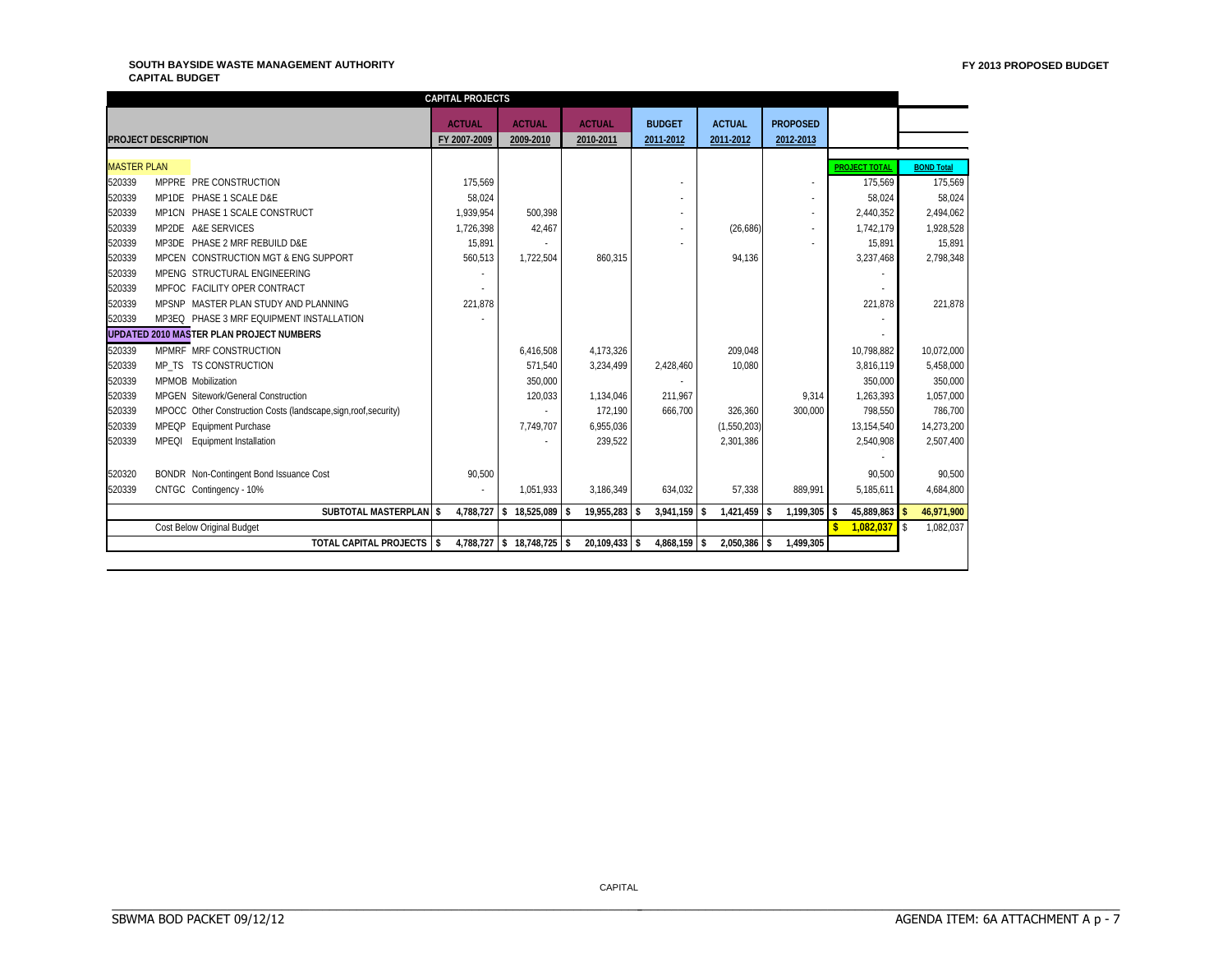**SOUTH BAYSIDE WASTE MANAGEMENT AUTHORITY**
**CAPITAL BUDGET**

**FY 2013 PROPOSED BUDGET**

| CAPITAL PROJECTS | | | | | | | | | | |
|---|---|---|---|---|---|---|---|---|---|---|
| | | **ACTUAL** | **ACTUAL** | **ACTUAL** | **BUDGET** | **ACTUAL** | **PROPOSED** | | |
| **PROJECT DESCRIPTION** | | **FY 2007-2009** | **2009-2010** | **2010-2011** | **2011-2012** | **2011-2012** | **2012-2013** | | |
| **MASTER PLAN** | | | | | | | | **PROJECT TOTAL** | **BOND Total** |
| 520339 | MPPRE PRE CONSTRUCTION | 175,569 | | | - | | - | 175,569 | 175,569 |
| 520339 | MP1DE PHASE 1 SCALE D&E | 58,024 | | | - | | - | 58,024 | 58,024 |
| 520339 | MP1CN PHASE 1 SCALE CONSTRUCT | 1,939,954 | 500,398 | | - | | - | 2,440,352 | 2,494,062 |
| 520339 | MP2DE A&E SERVICES | 1,726,398 | 42,467 | | - | (26,686) | - | 1,742,179 | 1,928,528 |
| 520339 | MP3DE PHASE 2 MRF REBUILD D&E | 15,891 | - | | - | | - | 15,891 | 15,891 |
| 520339 | MPCEN CONSTRUCTION MGT & ENG SUPPORT | 560,513 | 1,722,504 | 860,315 | | 94,136 | | 3,237,468 | 2,798,348 |
| 520339 | MPENG STRUCTURAL ENGINEERING | - | | | | | | - | |
| 520339 | MPFOC FACILITY OPER CONTRACT | - | | | | | | - | |
| 520339 | MPSNP MASTER PLAN STUDY AND PLANNING | 221,878 | | | | | | 221,878 | 221,878 |
| 520339 | MP3EQ PHASE 3 MRF EQUIPMENT INSTALLATION | - | | | | | | - | |
| **UPDATED 2010 MASTER PLAN PROJECT NUMBERS** | | | | | | | | - | |
| 520339 | MPMRF MRF CONSTRUCTION | | 6,416,508 | 4,173,326 | | 209,048 | | 10,798,882 | 10,072,000 |
| 520339 | MP_TS TS CONSTRUCTION | | 571,540 | 3,234,499 | 2,428,460 | 10,080 | | 3,816,119 | 5,458,000 |
| 520339 | MPMOB Mobilization | | 350,000 | | - | | | 350,000 | 350,000 |
| 520339 | MPGEN Sitework/General Construction | | 120,033 | 1,134,046 | 211,967 | | 9,314 | 1,263,393 | 1,057,000 |
| 520339 | MPOCC Other Construction Costs (landscape,sign,roof,security) | | - | 172,190 | 666,700 | 326,360 | 300,000 | 798,550 | 786,700 |
| 520339 | MPEQP Equipment Purchase | | 7,749,707 | 6,955,036 | | (1,550,203) | | 13,154,540 | 14,273,200 |
| 520339 | MPEQI Equipment Installation | | - | 239,522 | | 2,301,386 | | 2,540,908 | 2,507,400 |
| | | | | | | | | - | |
| 520320 | BONDR Non-Contingent Bond Issuance Cost | 90,500 | | | | | | 90,500 | 90,500 |
| 520339 | CNTGC Contingency - 10% | - | 1,051,933 | 3,186,349 | 634,032 | 57,338 | 889,991 | 5,185,611 | 4,684,800 |
| | **SUBTOTAL MASTERPLAN** | **$ 4,788,727** | **$ 18,525,089** | **$ 19,955,283** | **$ 3,941,159** | **$ 1,421,459** | **$ 1,199,305** | **$ 45,889,863** | **$ 46,971,900** |
| | Cost Below Original Budget | | | | | | | **$ 1,082,037** | $ 1,082,037 |
| | **TOTAL CAPITAL PROJECTS** | **$ 4,788,727** | **$ 18,748,725** | **$ 20,109,433** | **$ 4,868,159** | **$ 2,050,386** | **$ 1,499,305** | | |

CAPITAL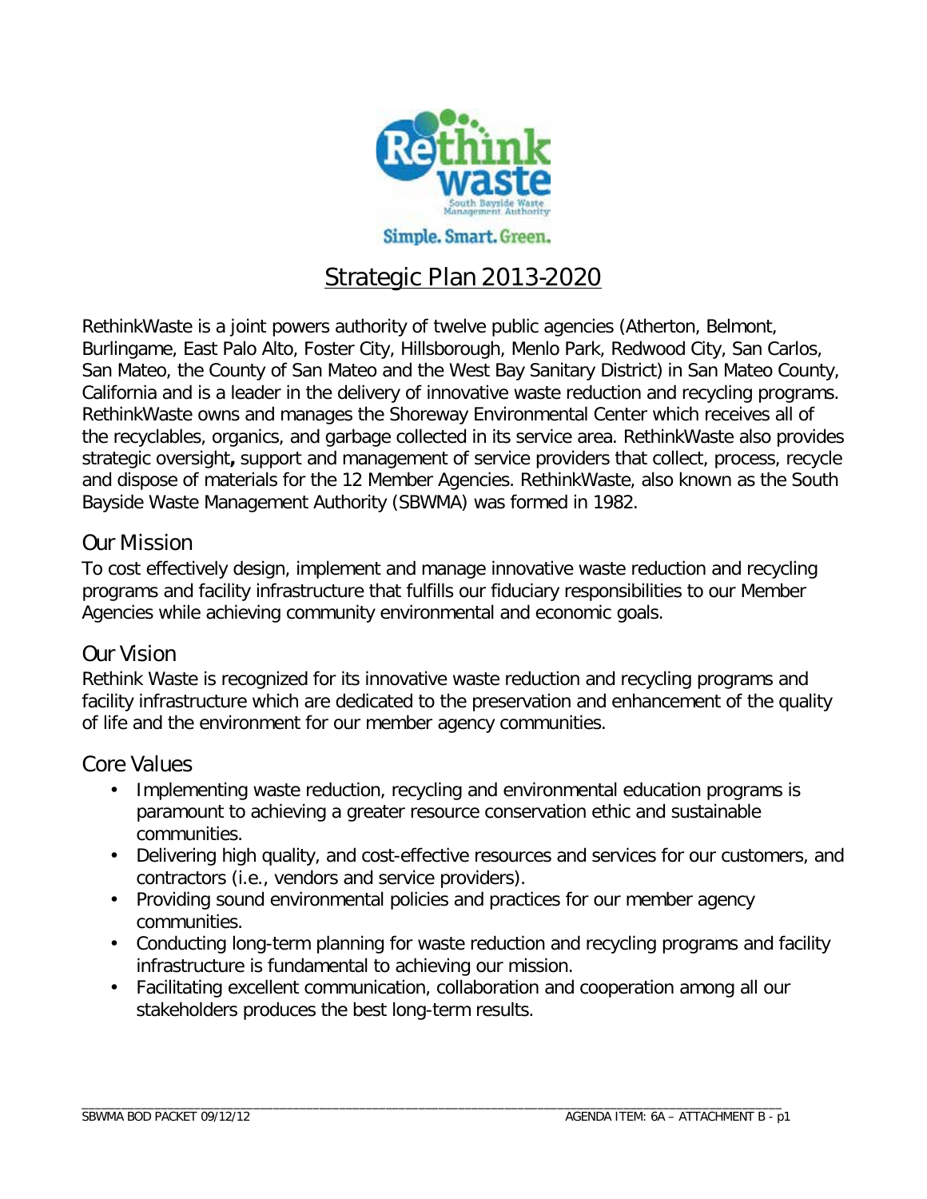Simple. Smart. Green.

# Strategic Plan 2013-2020

RethinkWaste is a joint powers authority of twelve public agencies (Atherton, Belmont, Burlingame, East Palo Alto, Foster City, Hillsborough, Menlo Park, Redwood City, San Carlos, San Mateo, the County of San Mateo and the West Bay Sanitary District) in San Mateo County, California and is a leader in the delivery of innovative waste reduction and recycling programs. RethinkWaste owns and manages the Shoreway Environmental Center which receives all of the recyclables, organics, and garbage collected in its service area. RethinkWaste also provides strategic oversight**,** support and management of service providers that collect, process, recycle and dispose of materials for the 12 Member Agencies. RethinkWaste, also known as the South Bayside Waste Management Authority (SBWMA) was formed in 1982.

## Our Mission

To cost effectively design, implement and manage innovative waste reduction and recycling programs and facility infrastructure that fulfills our fiduciary responsibilities to our Member Agencies while achieving community environmental and economic goals.

## Our Vision

Rethink Waste is recognized for its innovative waste reduction and recycling programs and facility infrastructure which are dedicated to the preservation and enhancement of the quality of life and the environment for our member agency communities.

## Core Values

- Implementing waste reduction, recycling and environmental education programs is paramount to achieving a greater resource conservation ethic and sustainable communities.
- Delivering high quality, and cost-effective resources and services for our customers, and contractors (i.e., vendors and service providers).
- Providing sound environmental policies and practices for our member agency communities.
- Conducting long-term planning for waste reduction and recycling programs and facility infrastructure is fundamental to achieving our mission.
- Facilitating excellent communication, collaboration and cooperation among all our stakeholders produces the best long-term results.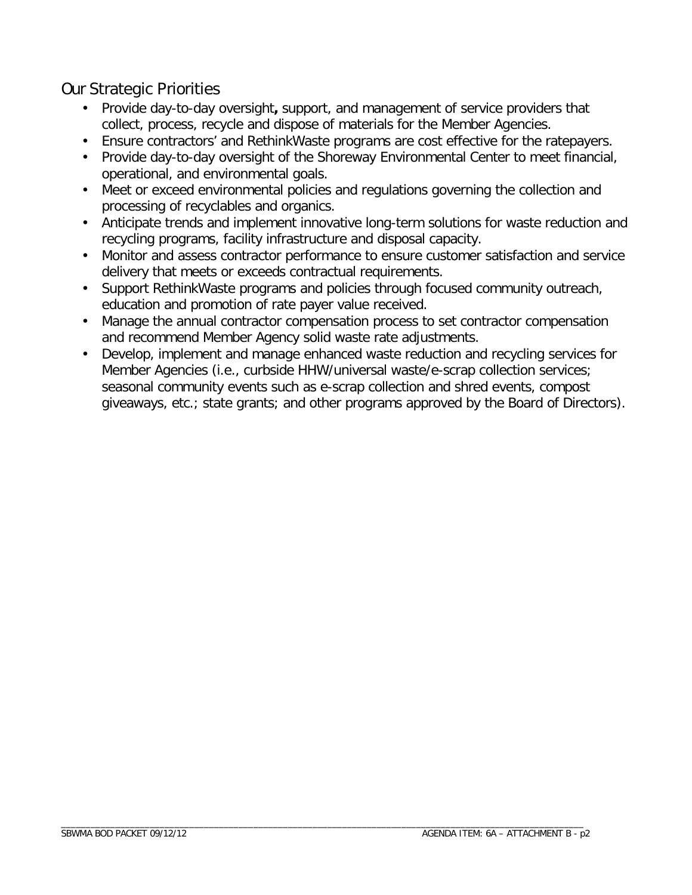## Our Strategic Priorities

- Provide day-to-day oversight**,** support, and management of service providers that collect, process, recycle and dispose of materials for the Member Agencies.
- Ensure contractors' and RethinkWaste programs are cost effective for the ratepayers.
- Provide day-to-day oversight of the Shoreway Environmental Center to meet financial, operational, and environmental goals.
- Meet or exceed environmental policies and regulations governing the collection and processing of recyclables and organics.
- Anticipate trends and implement innovative long-term solutions for waste reduction and recycling programs, facility infrastructure and disposal capacity.
- Monitor and assess contractor performance to ensure customer satisfaction and service delivery that meets or exceeds contractual requirements.
- Support RethinkWaste programs and policies through focused community outreach, education and promotion of rate payer value received.
- Manage the annual contractor compensation process to set contractor compensation and recommend Member Agency solid waste rate adjustments.
- Develop, implement and manage enhanced waste reduction and recycling services for Member Agencies (i.e., curbside HHW/universal waste/e-scrap collection services; seasonal community events such as e-scrap collection and shred events, compost giveaways, etc.; state grants; and other programs approved by the Board of Directors).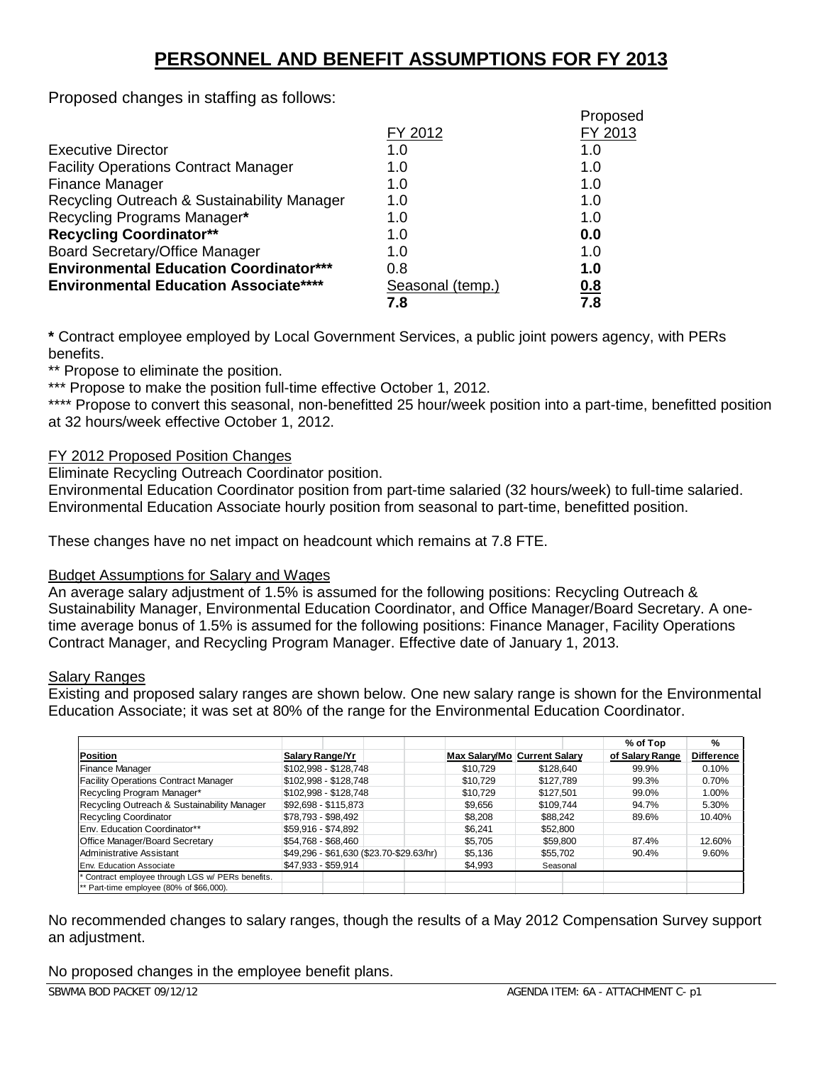# PERSONNEL AND BENEFIT ASSUMPTIONS FOR FY 2013

Proposed changes in staffing as follows:

| | FY 2012 | Proposed FY 2013 |
|---|---|---|
| Executive Director | 1.0 | 1.0 |
| Facility Operations Contract Manager | 1.0 | 1.0 |
| Finance Manager | 1.0 | 1.0 |
| Recycling Outreach & Sustainability Manager | 1.0 | 1.0 |
| Recycling Programs Manager* | 1.0 | 1.0 |
| **Recycling Coordinator**** | 1.0 | **0.0** |
| Board Secretary/Office Manager | 1.0 | 1.0 |
| **Environmental Education Coordinator***** | 0.8 | **1.0** |
| **Environmental Education Associate****** | Seasonal (temp.) | **0.8** |
| | **7.8** | **7.8** |

**\*** Contract employee employed by Local Government Services, a public joint powers agency, with PERs benefits.

** Propose to eliminate the position.

*** Propose to make the position full-time effective October 1, 2012.

**** Propose to convert this seasonal, non-benefitted 25 hour/week position into a part-time, benefitted position at 32 hours/week effective October 1, 2012.

FY 2012 Proposed Position Changes

Eliminate Recycling Outreach Coordinator position.

Environmental Education Coordinator position from part-time salaried (32 hours/week) to full-time salaried.

Environmental Education Associate hourly position from seasonal to part-time, benefitted position.

These changes have no net impact on headcount which remains at 7.8 FTE.

Budget Assumptions for Salary and Wages

An average salary adjustment of 1.5% is assumed for the following positions: Recycling Outreach & Sustainability Manager, Environmental Education Coordinator, and Office Manager/Board Secretary. A one-time average bonus of 1.5% is assumed for the following positions: Finance Manager, Facility Operations Contract Manager, and Recycling Program Manager. Effective date of January 1, 2013.

Salary Ranges

Existing and proposed salary ranges are shown below. One new salary range is shown for the Environmental Education Associate; it was set at 80% of the range for the Environmental Education Coordinator.

| Position | Salary Range/Yr | Max Salary/Mo | Current Salary | % of Top of Salary Range | % Difference |
|---|---|---|---|---|---|
| Finance Manager | \$102,998 - \$128,748 | \$10,729 | \$128,640 | 99.9% | 0.10% |
| Facility Operations Contract Manager | \$102,998 - \$128,748 | \$10,729 | \$127,789 | 99.3% | 0.70% |
| Recycling Program Manager* | \$102,998 - \$128,748 | \$10,729 | \$127,501 | 99.0% | 1.00% |
| Recycling Outreach & Sustainability Manager | \$92,698 - \$115,873 | \$9,656 | \$109,744 | 94.7% | 5.30% |
| Recycling Coordinator | \$78,793 - \$98,492 | \$8,208 | \$88,242 | 89.6% | 10.40% |
| Env. Education Coordinator** | \$59,916 - \$74,892 | \$6,241 | \$52,800 | | |
| Office Manager/Board Secretary | \$54,768 - \$68,460 | \$5,705 | \$59,800 | 87.4% | 12.60% |
| Administrative Assistant | \$49,296 - \$61,630 (\$23.70-\$29.63/hr) | \$5,136 | \$55,702 | 90.4% | 9.60% |
| Env. Education Associate | \$47,933 - \$59,914 | \$4,993 | Seasonal | | |

\* Contract employee through LGS w/ PERs benefits.
\*\* Part-time employee (80% of \$66,000).

No recommended changes to salary ranges, though the results of a May 2012 Compensation Survey support an adjustment.

No proposed changes in the employee benefit plans.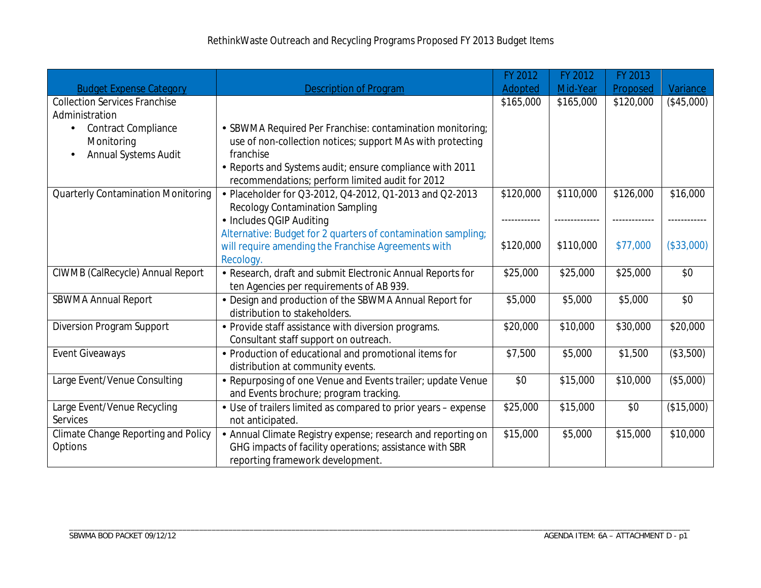# RethinkWaste Outreach and Recycling Programs Proposed FY 2013 Budget Items

| Budget Expense Category | Description of Program | FY 2012 Adopted | FY 2012 Mid-Year | FY 2013 Proposed | Variance |
|---|---|---|---|---|---|
| Collection Services Franchise Administration<br>• Contract Compliance Monitoring<br>• Annual Systems Audit | • SBWMA Required Per Franchise: contamination monitoring; use of non-collection notices; support MAs with protecting franchise<br>• Reports and Systems audit; ensure compliance with 2011 recommendations; perform limited audit for 2012 | $165,000 | $165,000 | $120,000 | ($45,000) |
| Quarterly Contamination Monitoring | • Placeholder for Q3-2012, Q4-2012, Q1-2013 and Q2-2013 Recology Contamination Sampling<br>• Includes QGIP Auditing | $120,000 | $110,000 | $126,000 | $16,000 |
| | Alternative: Budget for 2 quarters of contamination sampling; will require amending the Franchise Agreements with Recology. | $120,000 | $110,000 | $77,000 | ($33,000) |
| CIWMB (CalRecycle) Annual Report | • Research, draft and submit Electronic Annual Reports for ten Agencies per requirements of AB 939. | $25,000 | $25,000 | $25,000 | $0 |
| SBWMA Annual Report | • Design and production of the SBWMA Annual Report for distribution to stakeholders. | $5,000 | $5,000 | $5,000 | $0 |
| Diversion Program Support | • Provide staff assistance with diversion programs. Consultant staff support on outreach. | $20,000 | $10,000 | $30,000 | $20,000 |
| Event Giveaways | • Production of educational and promotional items for distribution at community events. | $7,500 | $5,000 | $1,500 | ($3,500) |
| Large Event/Venue Consulting | • Repurposing of one Venue and Events trailer; update Venue and Events brochure; program tracking. | $0 | $15,000 | $10,000 | ($5,000) |
| Large Event/Venue Recycling Services | • Use of trailers limited as compared to prior years – expense not anticipated. | $25,000 | $15,000 | $0 | ($15,000) |
| Climate Change Reporting and Policy Options | • Annual Climate Registry expense; research and reporting on GHG impacts of facility operations; assistance with SBR reporting framework development. | $15,000 | $5,000 | $15,000 | $10,000 |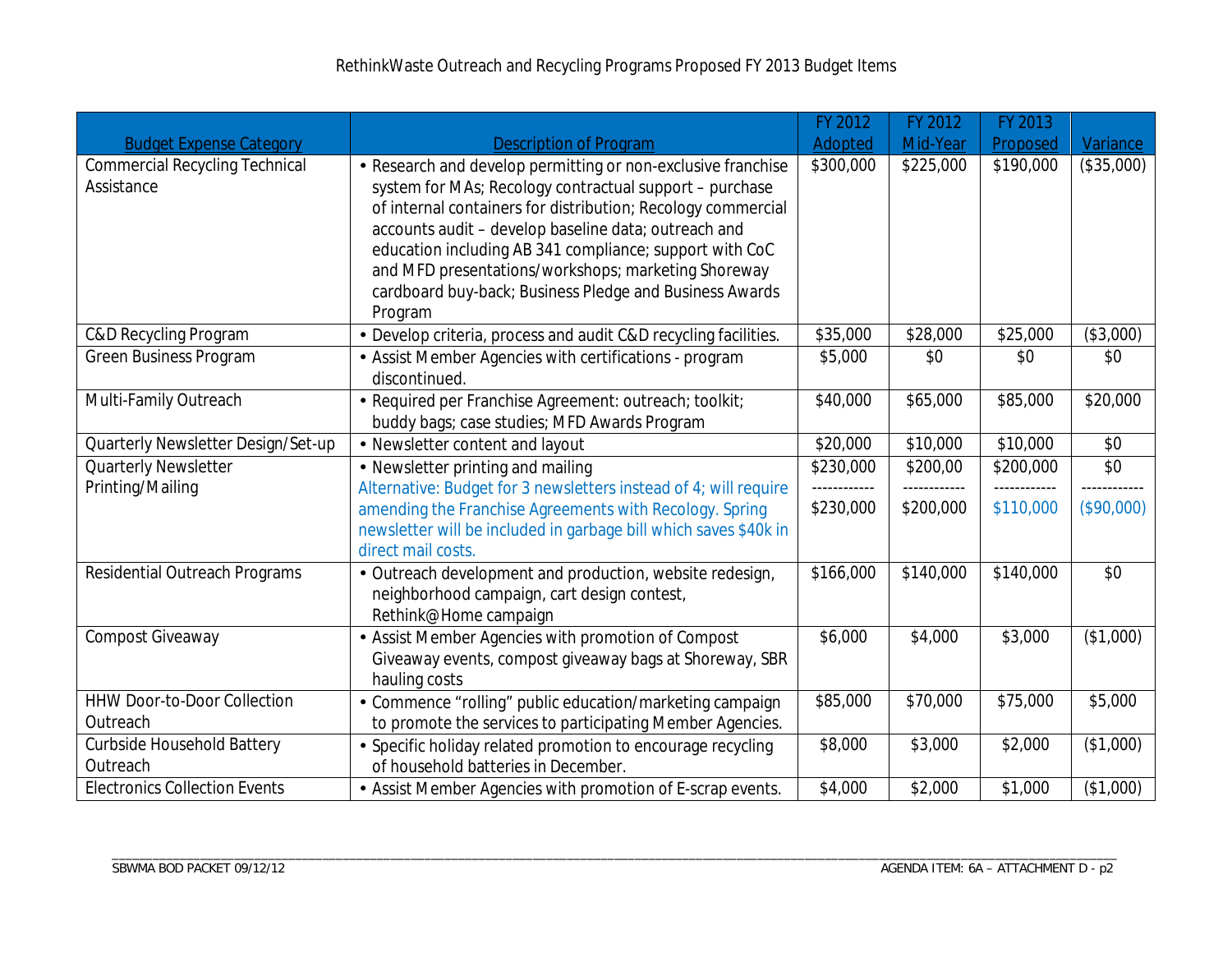# RethinkWaste Outreach and Recycling Programs Proposed FY 2013 Budget Items

| Budget Expense Category | Description of Program | FY 2012 Adopted | FY 2012 Mid-Year | FY 2013 Proposed | Variance |
|---|---|---|---|---|---|
| Commercial Recycling Technical Assistance | • Research and develop permitting or non-exclusive franchise system for MAs; Recology contractual support – purchase of internal containers for distribution; Recology commercial accounts audit – develop baseline data; outreach and education including AB 341 compliance; support with CoC and MFD presentations/workshops; marketing Shoreway cardboard buy-back; Business Pledge and Business Awards Program | $300,000 | $225,000 | $190,000 | ($35,000) |
| C&D Recycling Program | • Develop criteria, process and audit C&D recycling facilities. | $35,000 | $28,000 | $25,000 | ($3,000) |
| Green Business Program | • Assist Member Agencies with certifications - program discontinued. | $5,000 | $0 | $0 | $0 |
| Multi-Family Outreach | • Required per Franchise Agreement: outreach; toolkit; buddy bags; case studies; MFD Awards Program | $40,000 | $65,000 | $85,000 | $20,000 |
| Quarterly Newsletter Design/Set-up | • Newsletter content and layout | $20,000 | $10,000 | $10,000 | $0 |
| Quarterly Newsletter Printing/Mailing | • Newsletter printing and mailing<br>Alternative: Budget for 3 newsletters instead of 4; will require amending the Franchise Agreements with Recology. Spring newsletter will be included in garbage bill which saves $40k in direct mail costs. | $230,000<br>------------<br>$230,000 | $200,00<br>------------<br>$200,000 | $200,000<br>------------<br>$110,000 | $0<br>------------<br>($90,000) |
| Residential Outreach Programs | • Outreach development and production, website redesign, neighborhood campaign, cart design contest, Rethink@Home campaign | $166,000 | $140,000 | $140,000 | $0 |
| Compost Giveaway | • Assist Member Agencies with promotion of Compost Giveaway events, compost giveaway bags at Shoreway, SBR hauling costs | $6,000 | $4,000 | $3,000 | ($1,000) |
| HHW Door-to-Door Collection Outreach | • Commence "rolling" public education/marketing campaign to promote the services to participating Member Agencies. | $85,000 | $70,000 | $75,000 | $5,000 |
| Curbside Household Battery Outreach | • Specific holiday related promotion to encourage recycling of household batteries in December. | $8,000 | $3,000 | $2,000 | ($1,000) |
| Electronics Collection Events | • Assist Member Agencies with promotion of E-scrap events. | $4,000 | $2,000 | $1,000 | ($1,000) |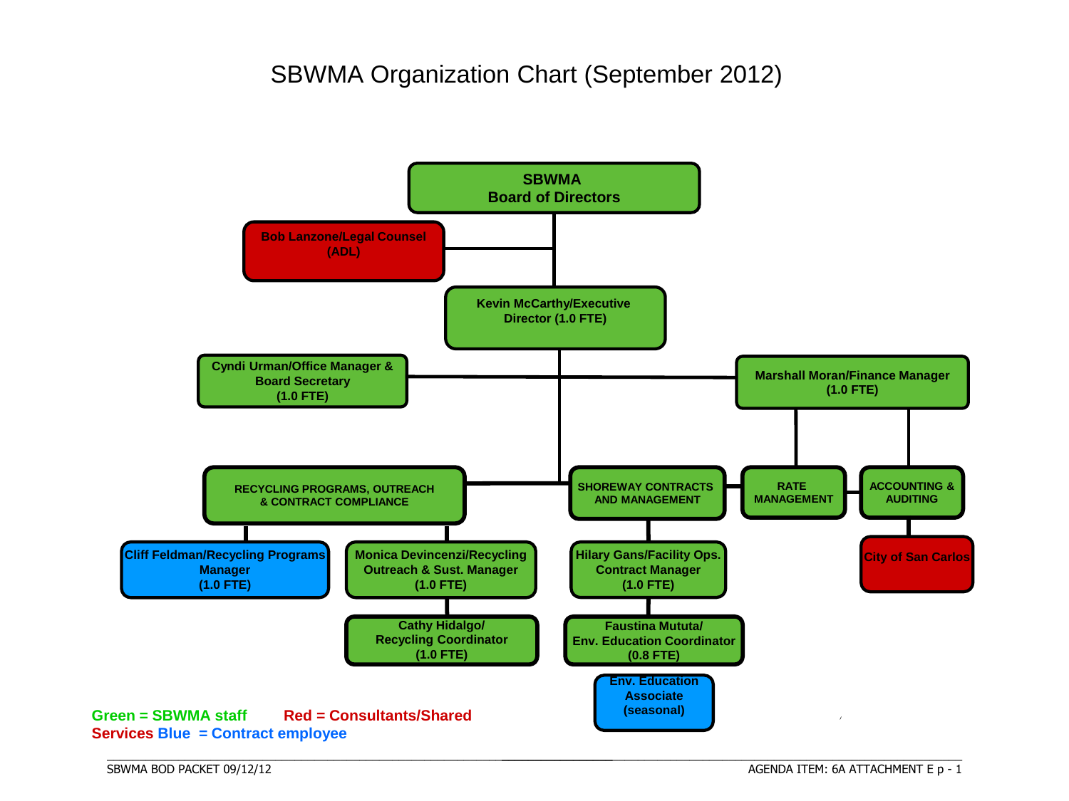# SBWMA Organization Chart (September 2012)

- **SBWMA Board of Directors**
  - **Bob Lanzone/Legal Counsel (ADL)**
  - **Kevin McCarthy/Executive Director (1.0 FTE)**
    - **Cyndi Urman/Office Manager & Board Secretary (1.0 FTE)**
    - **Marshall Moran/Finance Manager (1.0 FTE)**
      - **RATE MANAGEMENT**
      - **ACCOUNTING & AUDITING**
        - **City of San Carlos**
    - **RECYCLING PROGRAMS, OUTREACH & CONTRACT COMPLIANCE**
      - **Cliff Feldman/Recycling Programs Manager (1.0 FTE)**
      - **Monica Devincenzi/Recycling Outreach & Sust. Manager (1.0 FTE)**
        - **Cathy Hidalgo/ Recycling Coordinator (1.0 FTE)**
    - **SHOREWAY CONTRACTS AND MANAGEMENT**
      - **Hilary Gans/Facility Ops. Contract Manager (1.0 FTE)**
        - **Faustina Mututa/ Env. Education Coordinator (0.8 FTE)**
          - **Env. Education Associate (seasonal)**

**Green = SBWMA staff** **Red = Consultants/Shared Services** **Blue = Contract employee**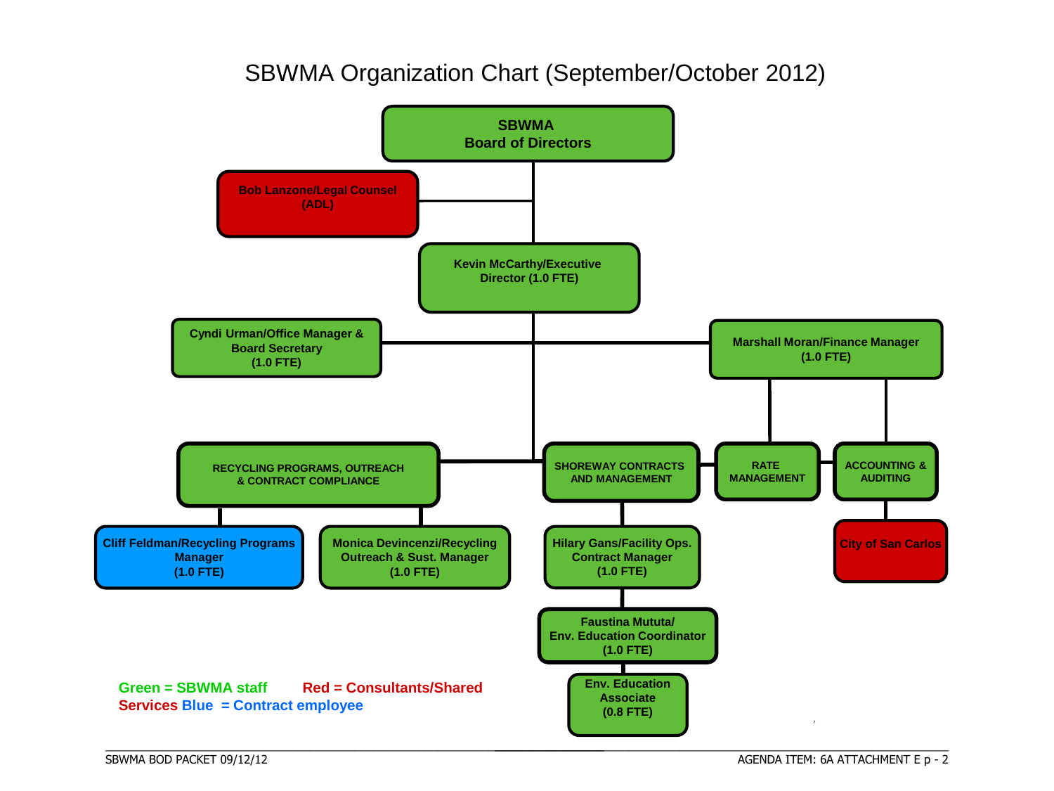# SBWMA Organization Chart (September/October 2012)

SBWMA
Board of Directors

Bob Lanzone/Legal Counsel
(ADL)

Kevin McCarthy/Executive
Director (1.0 FTE)

Cyndi Urman/Office Manager &
Board Secretary
(1.0 FTE)

Marshall Moran/Finance Manager
(1.0 FTE)

RECYCLING PROGRAMS, OUTREACH
& CONTRACT COMPLIANCE

SHOREWAY CONTRACTS
AND MANAGEMENT

RATE
MANAGEMENT

ACCOUNTING &
AUDITING

Cliff Feldman/Recycling Programs
Manager
(1.0 FTE)

Monica Devincenzi/Recycling
Outreach & Sust. Manager
(1.0 FTE)

Hilary Gans/Facility Ops.
Contract Manager
(1.0 FTE)

City of San Carlos

Faustina Mututa/
Env. Education Coordinator
(1.0 FTE)

Env. Education
Associate
(0.8 FTE)

Green = SBWMA staff    Red = Consultants/Shared Services    Blue = Contract employee